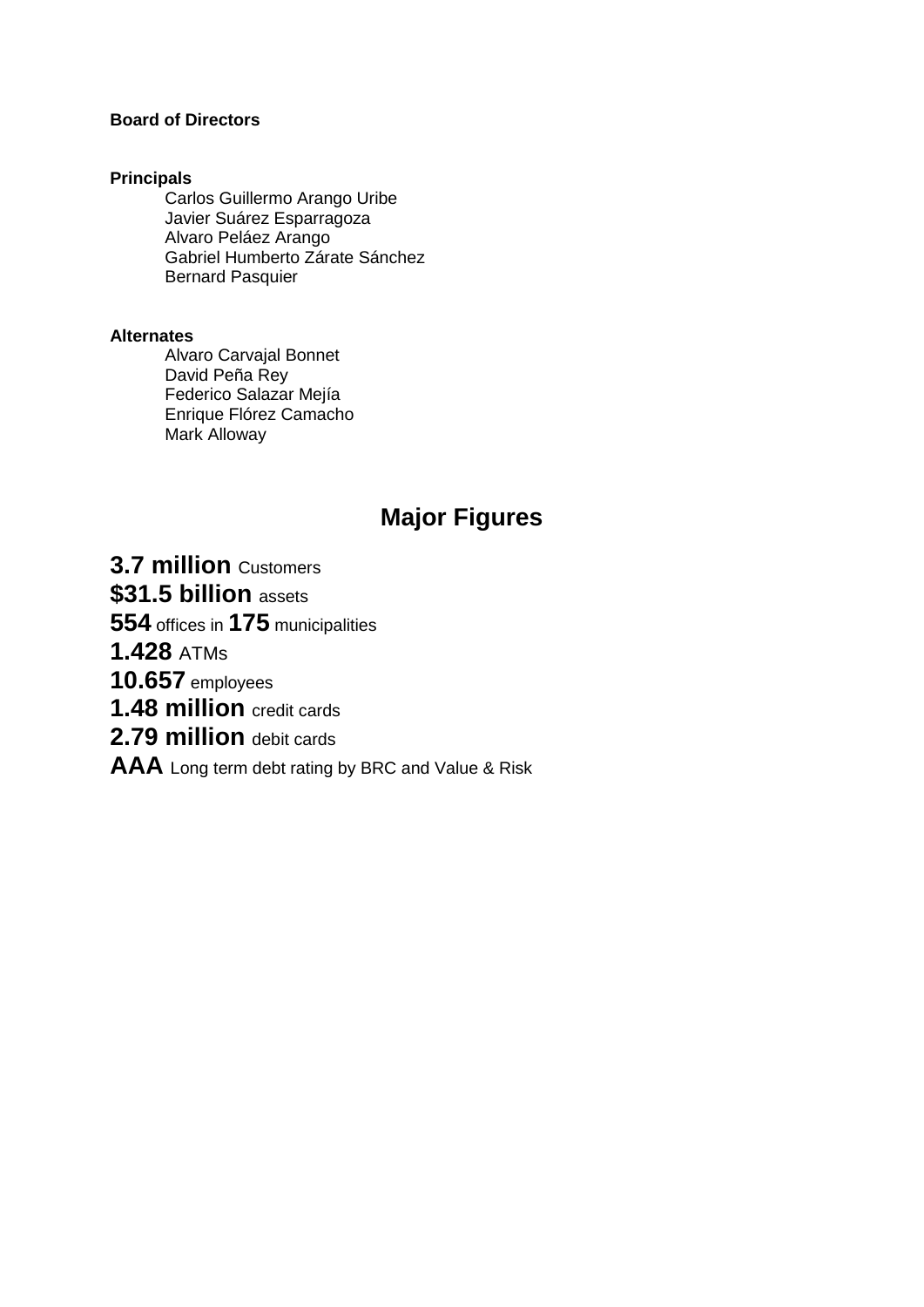**Board of Directors**

**Principals**

Carlos Guillermo Arango Uribe
Javier Suárez Esparragoza
Alvaro Peláez Arango
Gabriel Humberto Zárate Sánchez
Bernard Pasquier

**Alternates**

Alvaro Carvajal Bonnet
David Peña Rey
Federico Salazar Mejía
Enrique Flórez Camacho
Mark Alloway

## Major Figures

**3.7 million** Customers

**$31.5 billion** assets

**554** offices in **175** municipalities

**1.428** ATMs

**10.657** employees

**1.48 million** credit cards

**2.79 million** debit cards

**AAA** Long term debt rating by BRC and Value & Risk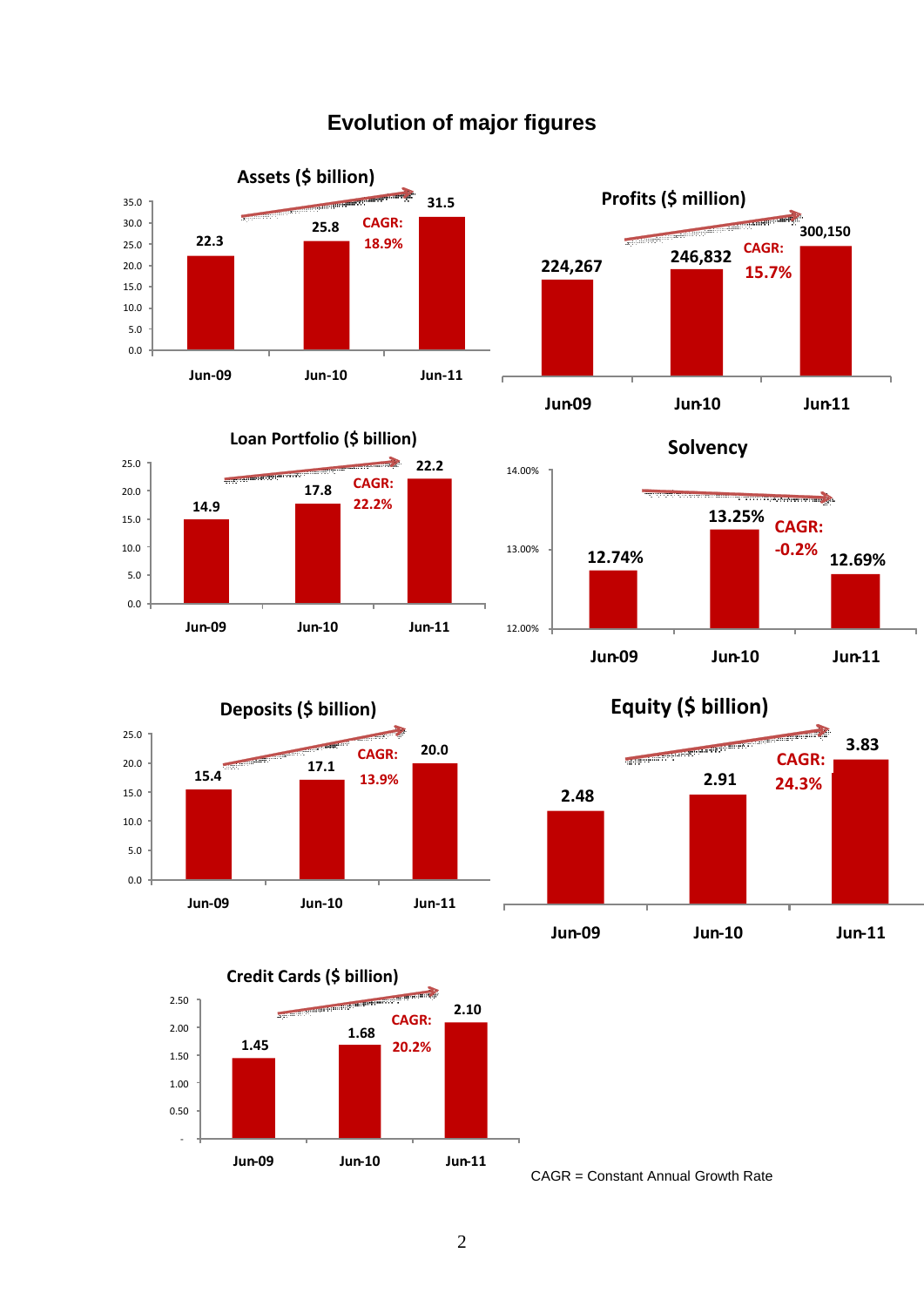# Evolution of major figures

### Assets ($ billion)

| | Jun-09 | Jun-10 | Jun-11 |
|---|---|---|---|
| Assets | 22.3 | 25.8 | 31.5 |

CAGR: 18.9%

### Profits ($ million)

| | Jun09 | Jun10 | Jun11 |
|---|---|---|---|
| Profits | 224,267 | 246,832 | 300,150 |

CAGR: 15.7%

### Loan Portfolio ($ billion)

| | Jun-09 | Jun-10 | Jun-11 |
|---|---|---|---|
| Loan Portfolio | 14.9 | 17.8 | 22.2 |

CAGR: 22.2%

### Solvency

| | Jun-09 | Jun-10 | Jun-11 |
|---|---|---|---|
| Solvency | 12.74% | 13.25% | 12.69% |

CAGR: -0.2%

### Deposits ($ billion)

| | Jun-09 | Jun-10 | Jun-11 |
|---|---|---|---|
| Deposits | 15.4 | 17.1 | 20.0 |

CAGR: 13.9%

### Equity ($ billion)

| | Jun-09 | Jun-10 | Jun-11 |
|---|---|---|---|
| Equity | 2.48 | 2.91 | 3.83 |

CAGR: 24.3%

### Credit Cards ($ billion)

| | Jun-09 | Jun-10 | Jun-11 |
|---|---|---|---|
| Credit Cards | 1.45 | 1.68 | 2.10 |

CAGR: 20.2%

CAGR = Constant Annual Growth Rate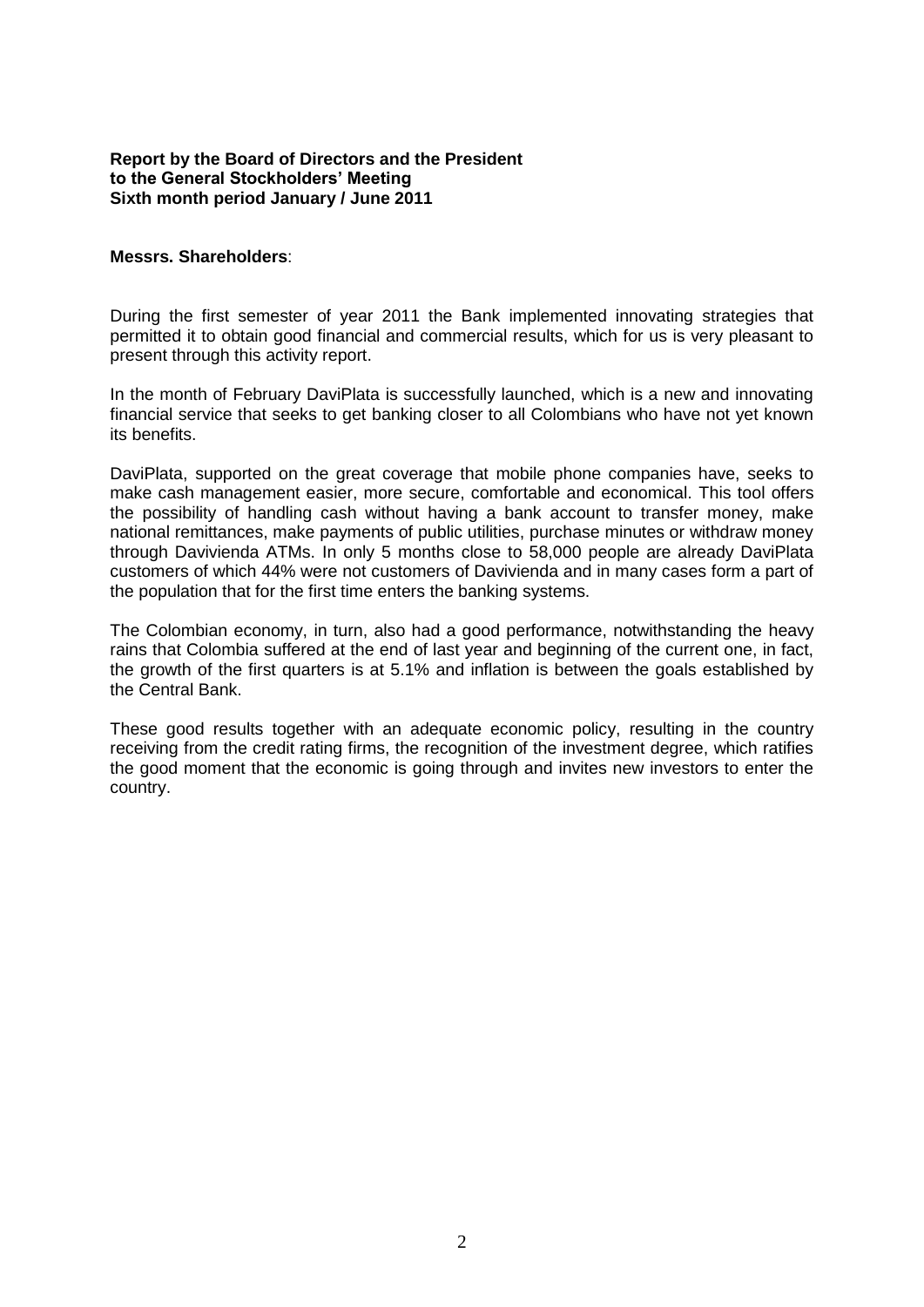**Report by the Board of Directors and the President to the General Stockholders' Meeting Sixth month period January / June 2011**

**Messrs. Shareholders**:

During the first semester of year 2011 the Bank implemented innovating strategies that permitted it to obtain good financial and commercial results, which for us is very pleasant to present through this activity report.

In the month of February DaviPlata is successfully launched, which is a new and innovating financial service that seeks to get banking closer to all Colombians who have not yet known its benefits.

DaviPlata, supported on the great coverage that mobile phone companies have, seeks to make cash management easier, more secure, comfortable and economical. This tool offers the possibility of handling cash without having a bank account to transfer money, make national remittances, make payments of public utilities, purchase minutes or withdraw money through Davivienda ATMs. In only 5 months close to 58,000 people are already DaviPlata customers of which 44% were not customers of Davivienda and in many cases form a part of the population that for the first time enters the banking systems.

The Colombian economy, in turn, also had a good performance, notwithstanding the heavy rains that Colombia suffered at the end of last year and beginning of the current one, in fact, the growth of the first quarters is at 5.1% and inflation is between the goals established by the Central Bank.

These good results together with an adequate economic policy, resulting in the country receiving from the credit rating firms, the recognition of the investment degree, which ratifies the good moment that the economic is going through and invites new investors to enter the country.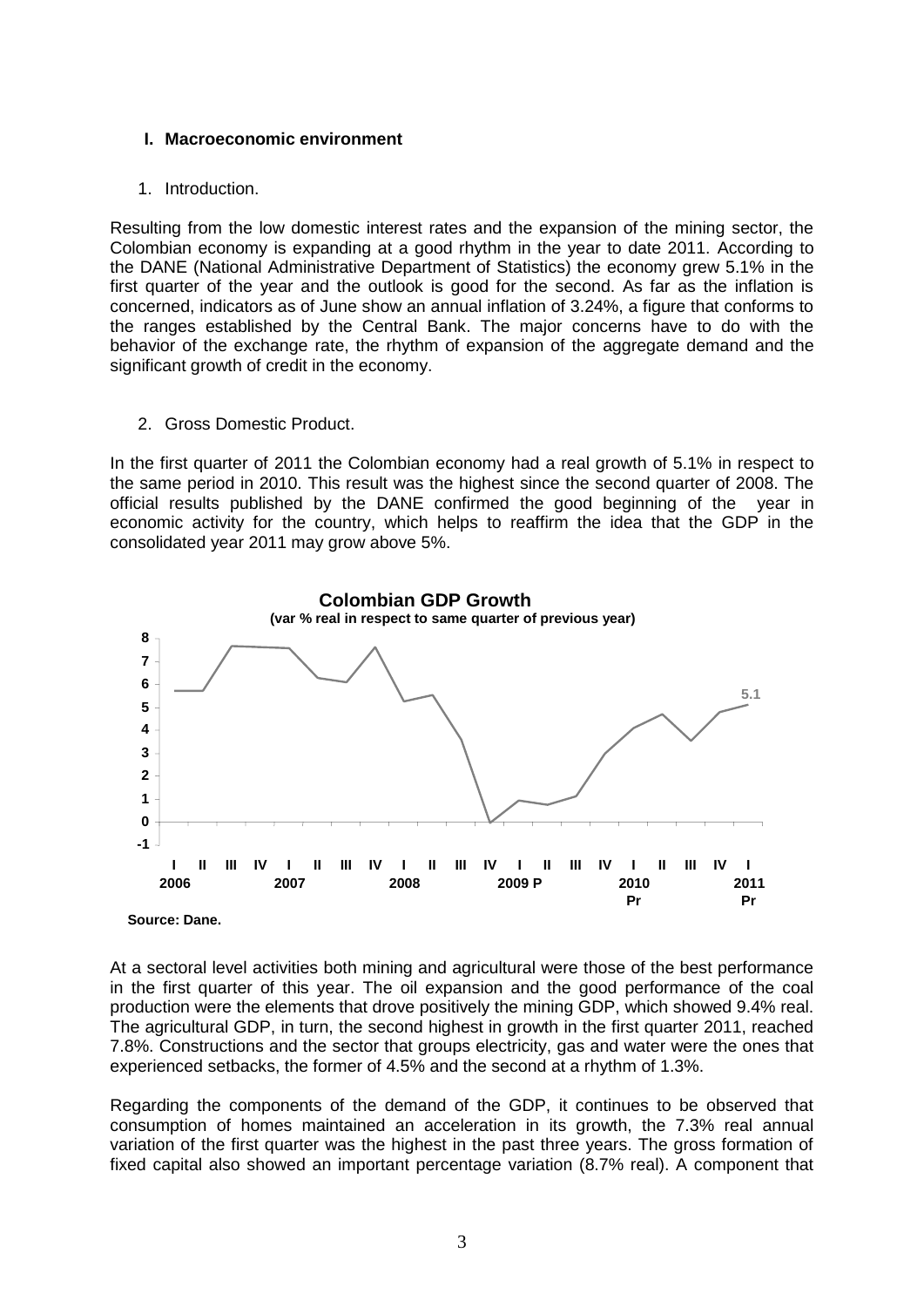## I. Macroeconomic environment

1. Introduction.

Resulting from the low domestic interest rates and the expansion of the mining sector, the Colombian economy is expanding at a good rhythm in the year to date 2011. According to the DANE (National Administrative Department of Statistics) the economy grew 5.1% in the first quarter of the year and the outlook is good for the second. As far as the inflation is concerned, indicators as of June show an annual inflation of 3.24%, a figure that conforms to the ranges established by the Central Bank. The major concerns have to do with the behavior of the exchange rate, the rhythm of expansion of the aggregate demand and the significant growth of credit in the economy.

2. Gross Domestic Product.

In the first quarter of 2011 the Colombian economy had a real growth of 5.1% in respect to the same period in 2010. This result was the highest since the second quarter of 2008. The official results published by the DANE confirmed the good beginning of the year in economic activity for the country, which helps to reaffirm the idea that the GDP in the consolidated year 2011 may grow above 5%.

**Colombian GDP Growth**
**(var % real in respect to same quarter of previous year)**

Source: Dane.

At a sectoral level activities both mining and agricultural were those of the best performance in the first quarter of this year. The oil expansion and the good performance of the coal production were the elements that drove positively the mining GDP, which showed 9.4% real. The agricultural GDP, in turn, the second highest in growth in the first quarter 2011, reached 7.8%. Constructions and the sector that groups electricity, gas and water were the ones that experienced setbacks, the former of 4.5% and the second at a rhythm of 1.3%.

Regarding the components of the demand of the GDP, it continues to be observed that consumption of homes maintained an acceleration in its growth, the 7.3% real annual variation of the first quarter was the highest in the past three years. The gross formation of fixed capital also showed an important percentage variation (8.7% real). A component that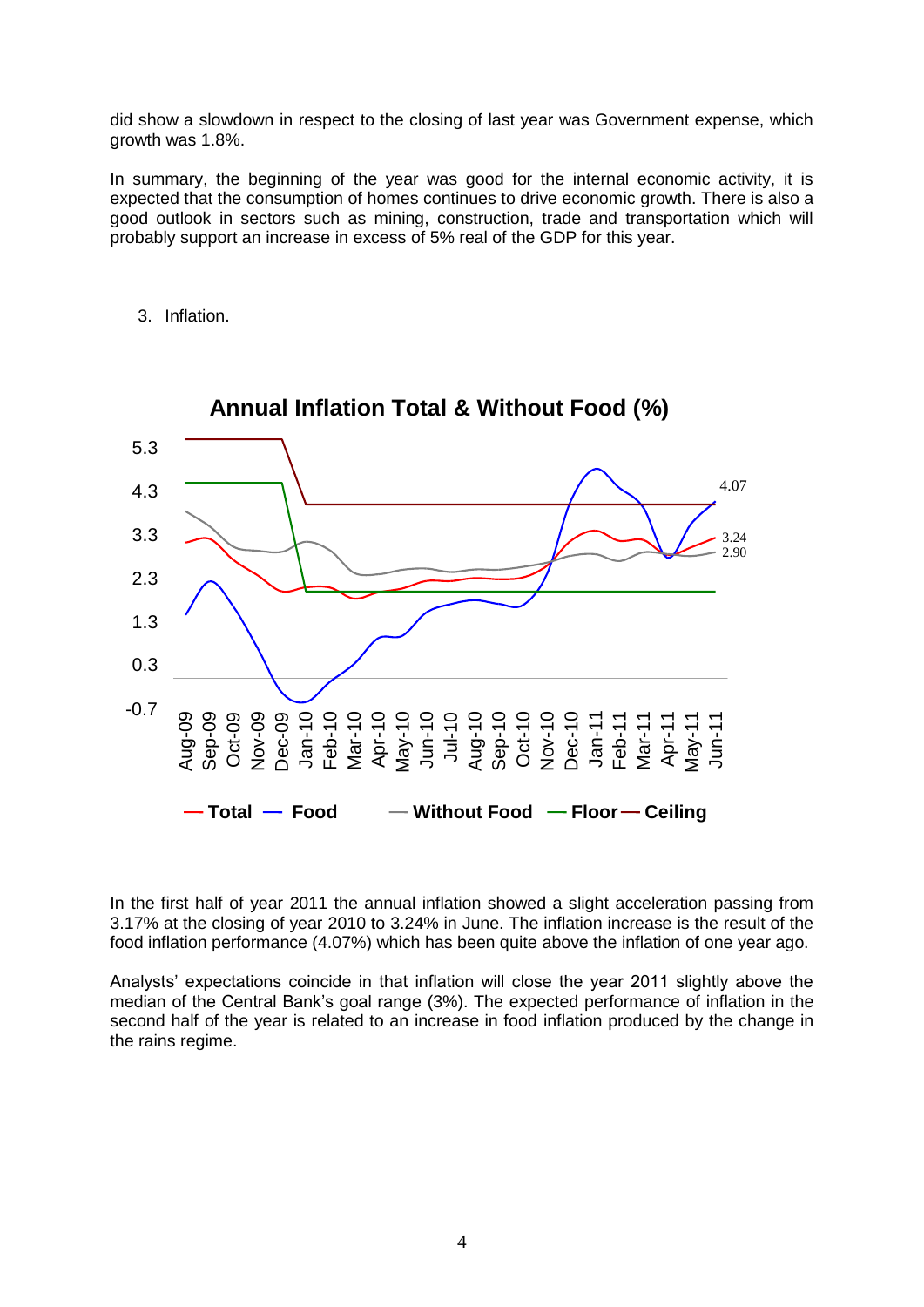did show a slowdown in respect to the closing of last year was Government expense, which growth was 1.8%.

In summary, the beginning of the year was good for the internal economic activity, it is expected that the consumption of homes continues to drive economic growth. There is also a good outlook in sectors such as mining, construction, trade and transportation which will probably support an increase in excess of 5% real of the GDP for this year.

3. Inflation.

**Annual Inflation Total & Without Food (%)**

In the first half of year 2011 the annual inflation showed a slight acceleration passing from 3.17% at the closing of year 2010 to 3.24% in June. The inflation increase is the result of the food inflation performance (4.07%) which has been quite above the inflation of one year ago.

Analysts' expectations coincide in that inflation will close the year 2011 slightly above the median of the Central Bank's goal range (3%). The expected performance of inflation in the second half of the year is related to an increase in food inflation produced by the change in the rains regime.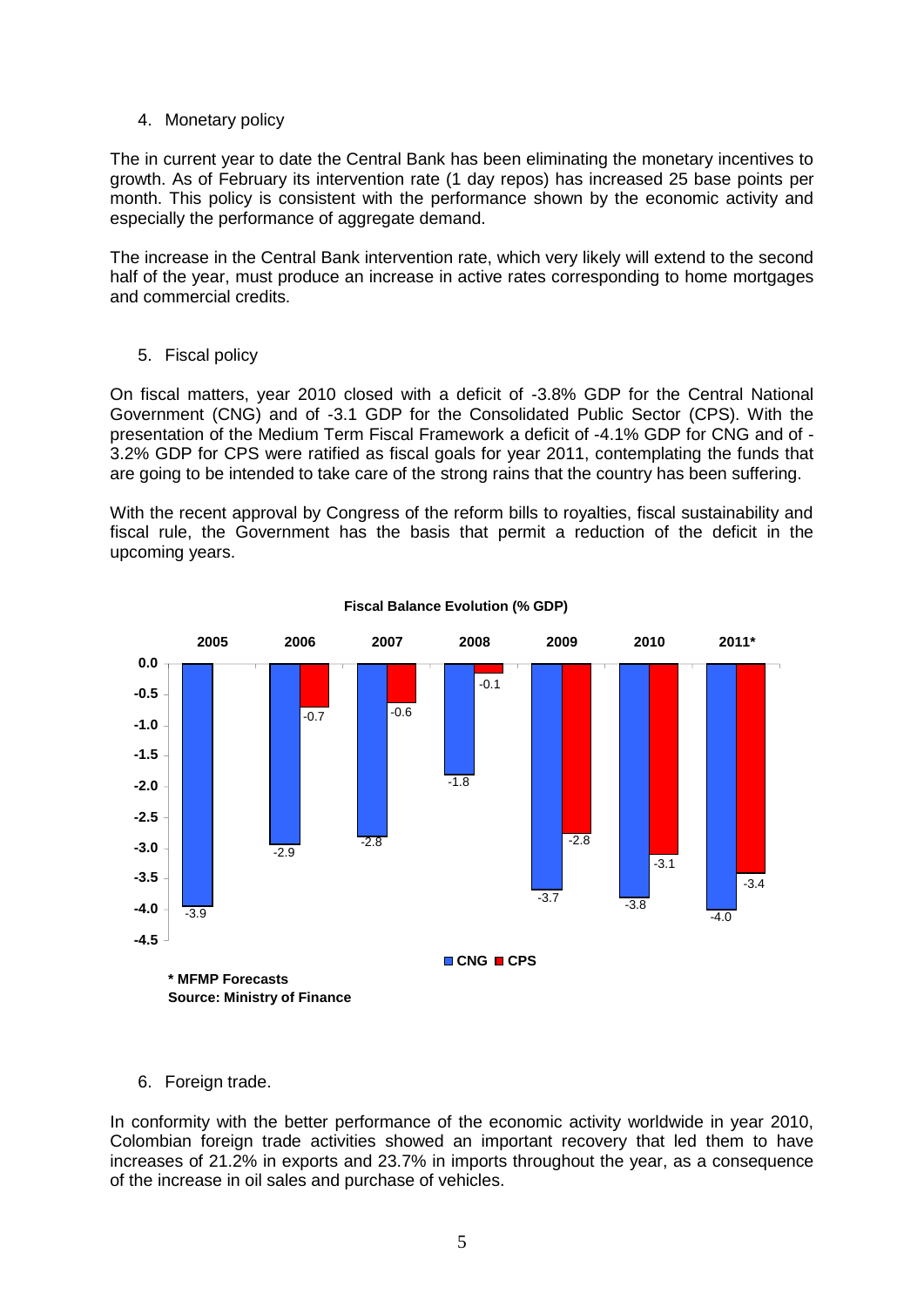4. Monetary policy

The in current year to date the Central Bank has been eliminating the monetary incentives to growth. As of February its intervention rate (1 day repos) has increased 25 base points per month. This policy is consistent with the performance shown by the economic activity and especially the performance of aggregate demand.

The increase in the Central Bank intervention rate, which very likely will extend to the second half of the year, must produce an increase in active rates corresponding to home mortgages and commercial credits.

5. Fiscal policy

On fiscal matters, year 2010 closed with a deficit of -3.8% GDP for the Central National Government (CNG) and of -3.1 GDP for the Consolidated Public Sector (CPS). With the presentation of the Medium Term Fiscal Framework a deficit of -4.1% GDP for CNG and of -3.2% GDP for CPS were ratified as fiscal goals for year 2011, contemplating the funds that are going to be intended to take care of the strong rains that the country has been suffering.

With the recent approval by Congress of the reform bills to royalties, fiscal sustainability and fiscal rule, the Government has the basis that permit a reduction of the deficit in the upcoming years.

**Fiscal Balance Evolution (% GDP)**

| | 2005 | 2006 | 2007 | 2008 | 2009 | 2010 | 2011* |
|---|---|---|---|---|---|---|---|
| CNG | -3.9 | -2.9 | -2.8 | -1.8 | -3.7 | -3.8 | -4.0 |
| CPS | | -0.7 | -0.6 | -0.1 | -2.8 | -3.1 | -3.4 |

**\* MFMP Forecasts**
**Source: Ministry of Finance**

6. Foreign trade.

In conformity with the better performance of the economic activity worldwide in year 2010, Colombian foreign trade activities showed an important recovery that led them to have increases of 21.2% in exports and 23.7% in imports throughout the year, as a consequence of the increase in oil sales and purchase of vehicles.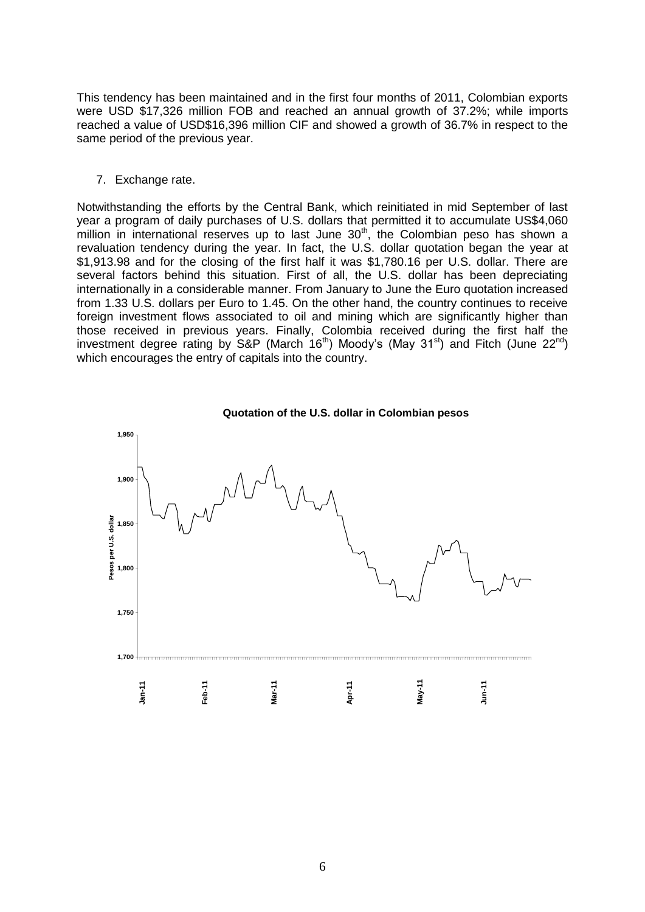This tendency has been maintained and in the first four months of 2011, Colombian exports were USD $17,326 million FOB and reached an annual growth of 37.2%; while imports reached a value of USD$16,396 million CIF and showed a growth of 36.7% in respect to the same period of the previous year.

7. Exchange rate.

Notwithstanding the efforts by the Central Bank, which reinitiated in mid September of last year a program of daily purchases of U.S. dollars that permitted it to accumulate US$4,060 million in international reserves up to last June 30th, the Colombian peso has shown a revaluation tendency during the year. In fact, the U.S. dollar quotation began the year at $1,913.98 and for the closing of the first half it was $1,780.16 per U.S. dollar. There are several factors behind this situation. First of all, the U.S. dollar has been depreciating internationally in a considerable manner. From January to June the Euro quotation increased from 1.33 U.S. dollars per Euro to 1.45. On the other hand, the country continues to receive foreign investment flows associated to oil and mining which are significantly higher than those received in previous years. Finally, Colombia received during the first half the investment degree rating by S&P (March 16th) Moody's (May 31st) and Fitch (June 22nd) which encourages the entry of capitals into the country.

**Quotation of the U.S. dollar in Colombian pesos**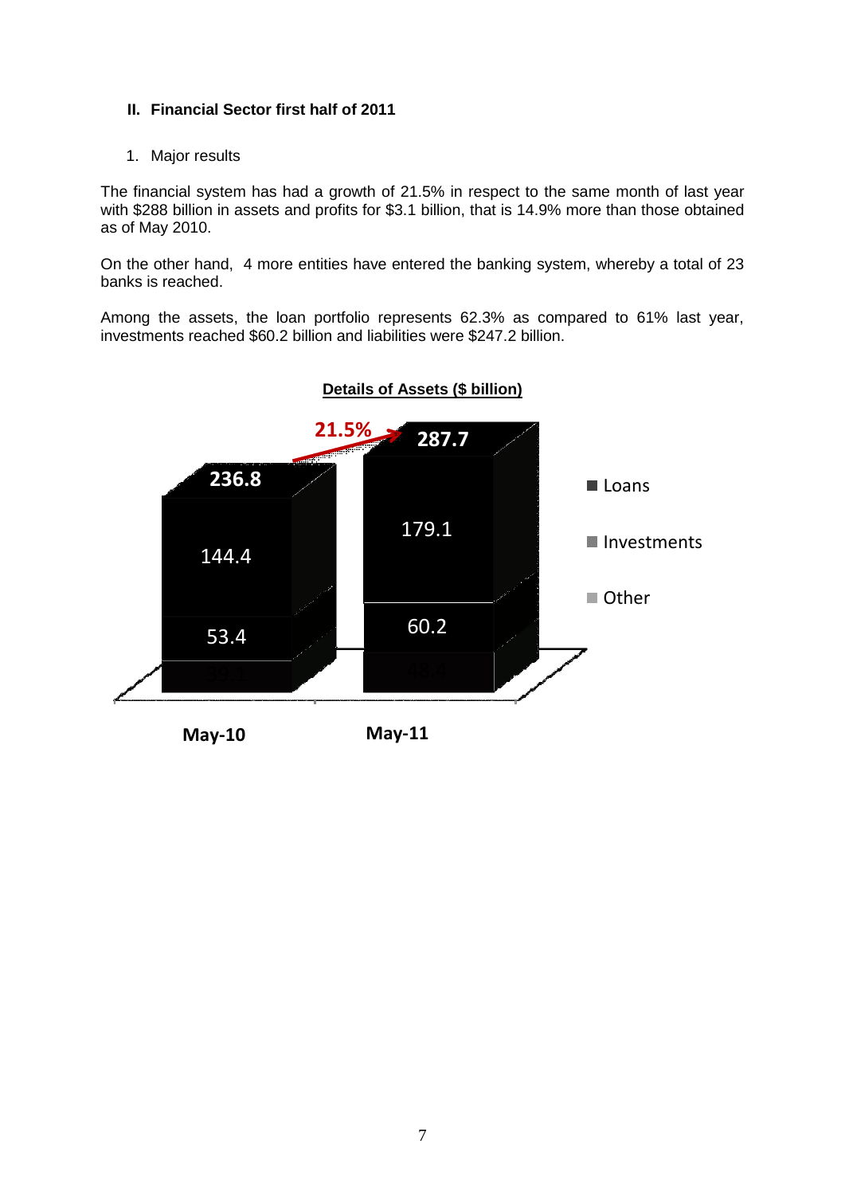## II. Financial Sector first half of 2011

1. Major results

The financial system has had a growth of 21.5% in respect to the same month of last year with $288 billion in assets and profits for $3.1 billion, that is 14.9% more than those obtained as of May 2010.

On the other hand, 4 more entities have entered the banking system, whereby a total of 23 banks is reached.

Among the assets, the loan portfolio represents 62.3% as compared to 61% last year, investments reached $60.2 billion and liabilities were $247.2 billion.

**Details of Assets ($ billion)**

| | May-10 | May-11 |
|---|---|---|
| Loans | 144.4 | 179.1 |
| Investments | 53.4 | 60.2 |
| Other | 39.1 | 48.4 |
| Total | 236.8 | 287.7 |

Growth: 21.5%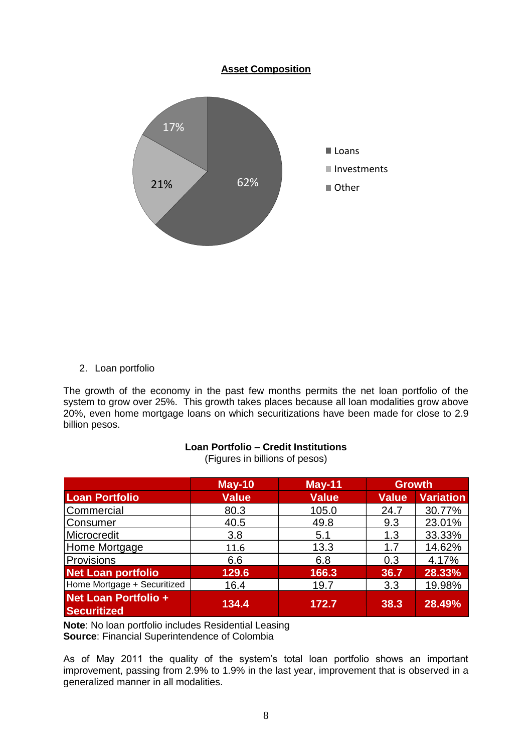**Asset Composition**

2. Loan portfolio

The growth of the economy in the past few months permits the net loan portfolio of the system to grow over 25%. This growth takes places because all loan modalities grow above 20%, even home mortgage loans on which securitizations have been made for close to 2.9 billion pesos.

**Loan Portfolio – Credit Institutions**
(Figures in billions of pesos)

| | May-10 | May-11 | Growth | |
|---|---|---|---|---|
| **Loan Portfolio** | **Value** | **Value** | **Value** | **Variation** |
| Commercial | 80.3 | 105.0 | 24.7 | 30.77% |
| Consumer | 40.5 | 49.8 | 9.3 | 23.01% |
| Microcredit | 3.8 | 5.1 | 1.3 | 33.33% |
| Home Mortgage | 11.6 | 13.3 | 1.7 | 14.62% |
| Provisions | 6.6 | 6.8 | 0.3 | 4.17% |
| **Net Loan portfolio** | **129.6** | **166.3** | **36.7** | **28.33%** |
| Home Mortgage + Securitized | 16.4 | 19.7 | 3.3 | 19.98% |
| **Net Loan Portfolio + Securitized** | **134.4** | **172.7** | **38.3** | **28.49%** |

**Note**: No loan portfolio includes Residential Leasing
**Source**: Financial Superintendence of Colombia

As of May 2011 the quality of the system's total loan portfolio shows an important improvement, passing from 2.9% to 1.9% in the last year, improvement that is observed in a generalized manner in all modalities.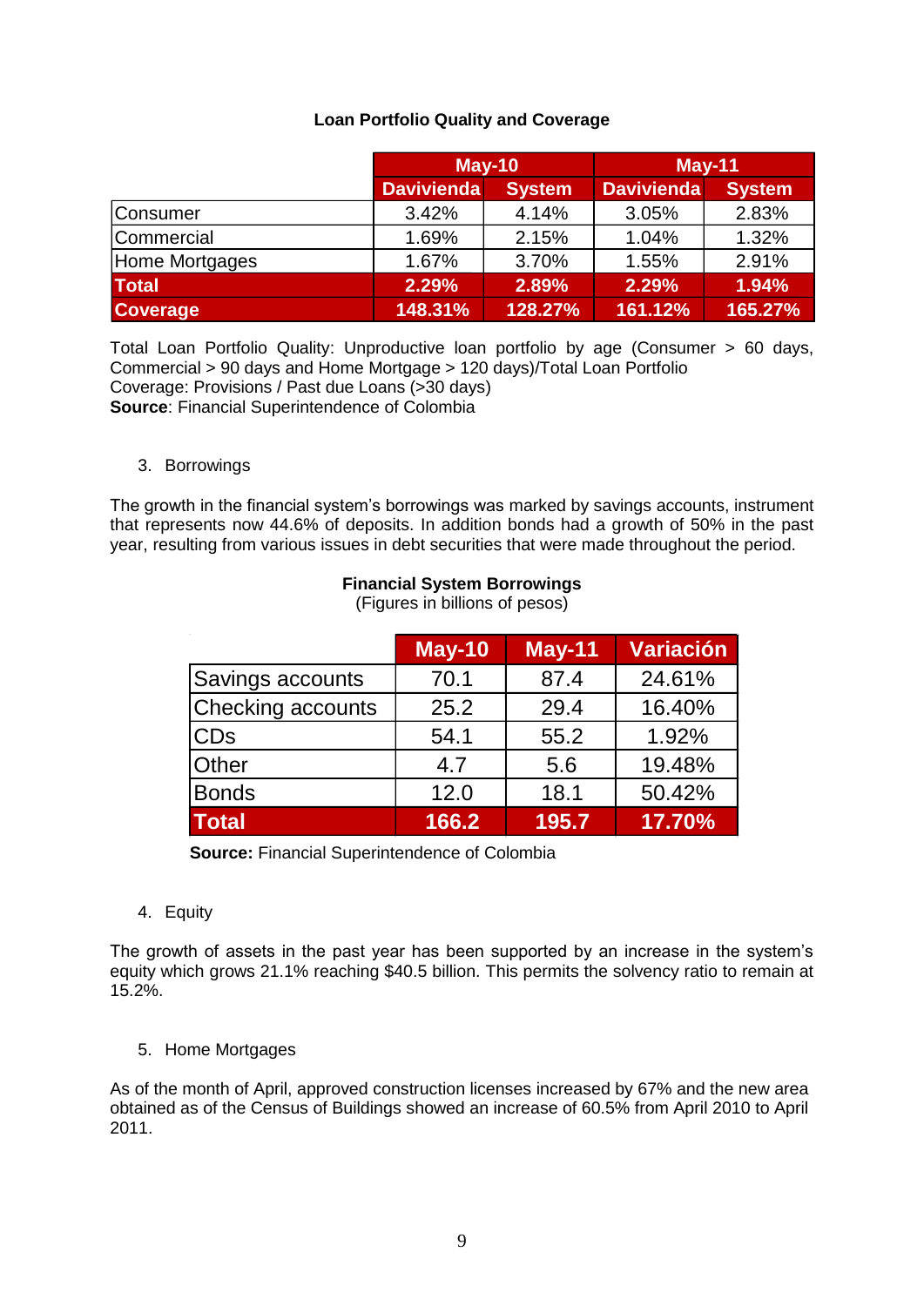**Loan Portfolio Quality and Coverage**

| | May-10 | | May-11 | |
|---|---|---|---|---|
| | Davivienda | System | Davivienda | System |
| Consumer | 3.42% | 4.14% | 3.05% | 2.83% |
| Commercial | 1.69% | 2.15% | 1.04% | 1.32% |
| Home Mortgages | 1.67% | 3.70% | 1.55% | 2.91% |
| **Total** | **2.29%** | **2.89%** | **2.29%** | **1.94%** |
| **Coverage** | **148.31%** | **128.27%** | **161.12%** | **165.27%** |

Total Loan Portfolio Quality: Unproductive loan portfolio by age (Consumer > 60 days, Commercial > 90 days and Home Mortgage > 120 days)/Total Loan Portfolio
Coverage: Provisions / Past due Loans (>30 days)
**Source**: Financial Superintendence of Colombia

3. Borrowings

The growth in the financial system's borrowings was marked by savings accounts, instrument that represents now 44.6% of deposits. In addition bonds had a growth of 50% in the past year, resulting from various issues in debt securities that were made throughout the period.

**Financial System Borrowings**
(Figures in billions of pesos)

| | May-10 | May-11 | Variación |
|---|---|---|---|
| Savings accounts | 70.1 | 87.4 | 24.61% |
| Checking accounts | 25.2 | 29.4 | 16.40% |
| CDs | 54.1 | 55.2 | 1.92% |
| Other | 4.7 | 5.6 | 19.48% |
| Bonds | 12.0 | 18.1 | 50.42% |
| **Total** | **166.2** | **195.7** | **17.70%** |

**Source:** Financial Superintendence of Colombia

4. Equity

The growth of assets in the past year has been supported by an increase in the system's equity which grows 21.1% reaching $40.5 billion. This permits the solvency ratio to remain at 15.2%.

5. Home Mortgages

As of the month of April, approved construction licenses increased by 67% and the new area obtained as of the Census of Buildings showed an increase of 60.5% from April 2010 to April 2011.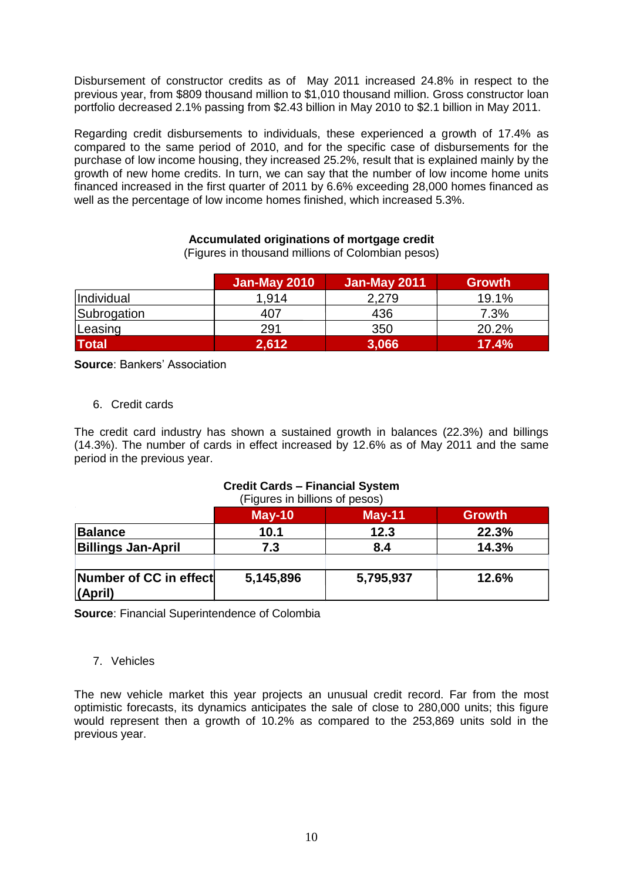Disbursement of constructor credits as of May 2011 increased 24.8% in respect to the previous year, from $809 thousand million to $1,010 thousand million. Gross constructor loan portfolio decreased 2.1% passing from $2.43 billion in May 2010 to $2.1 billion in May 2011.

Regarding credit disbursements to individuals, these experienced a growth of 17.4% as compared to the same period of 2010, and for the specific case of disbursements for the purchase of low income housing, they increased 25.2%, result that is explained mainly by the growth of new home credits. In turn, we can say that the number of low income home units financed increased in the first quarter of 2011 by 6.6% exceeding 28,000 homes financed as well as the percentage of low income homes finished, which increased 5.3%.

**Accumulated originations of mortgage credit**

(Figures in thousand millions of Colombian pesos)

| | Jan-May 2010 | Jan-May 2011 | Growth |
|---|---|---|---|
| Individual | 1,914 | 2,279 | 19.1% |
| Subrogation | 407 | 436 | 7.3% |
| Leasing | 291 | 350 | 20.2% |
| **Total** | **2,612** | **3,066** | **17.4%** |

**Source**: Bankers' Association

6. Credit cards

The credit card industry has shown a sustained growth in balances (22.3%) and billings (14.3%). The number of cards in effect increased by 12.6% as of May 2011 and the same period in the previous year.

**Credit Cards – Financial System**

(Figures in billions of pesos)

| | May-10 | May-11 | Growth |
|---|---|---|---|
| **Balance** | **10.1** | **12.3** | **22.3%** |
| **Billings Jan-April** | **7.3** | **8.4** | **14.3%** |
| | | | |
| **Number of CC in effect (April)** | **5,145,896** | **5,795,937** | **12.6%** |

**Source**: Financial Superintendence of Colombia

7. Vehicles

The new vehicle market this year projects an unusual credit record. Far from the most optimistic forecasts, its dynamics anticipates the sale of close to 280,000 units; this figure would represent then a growth of 10.2% as compared to the 253,869 units sold in the previous year.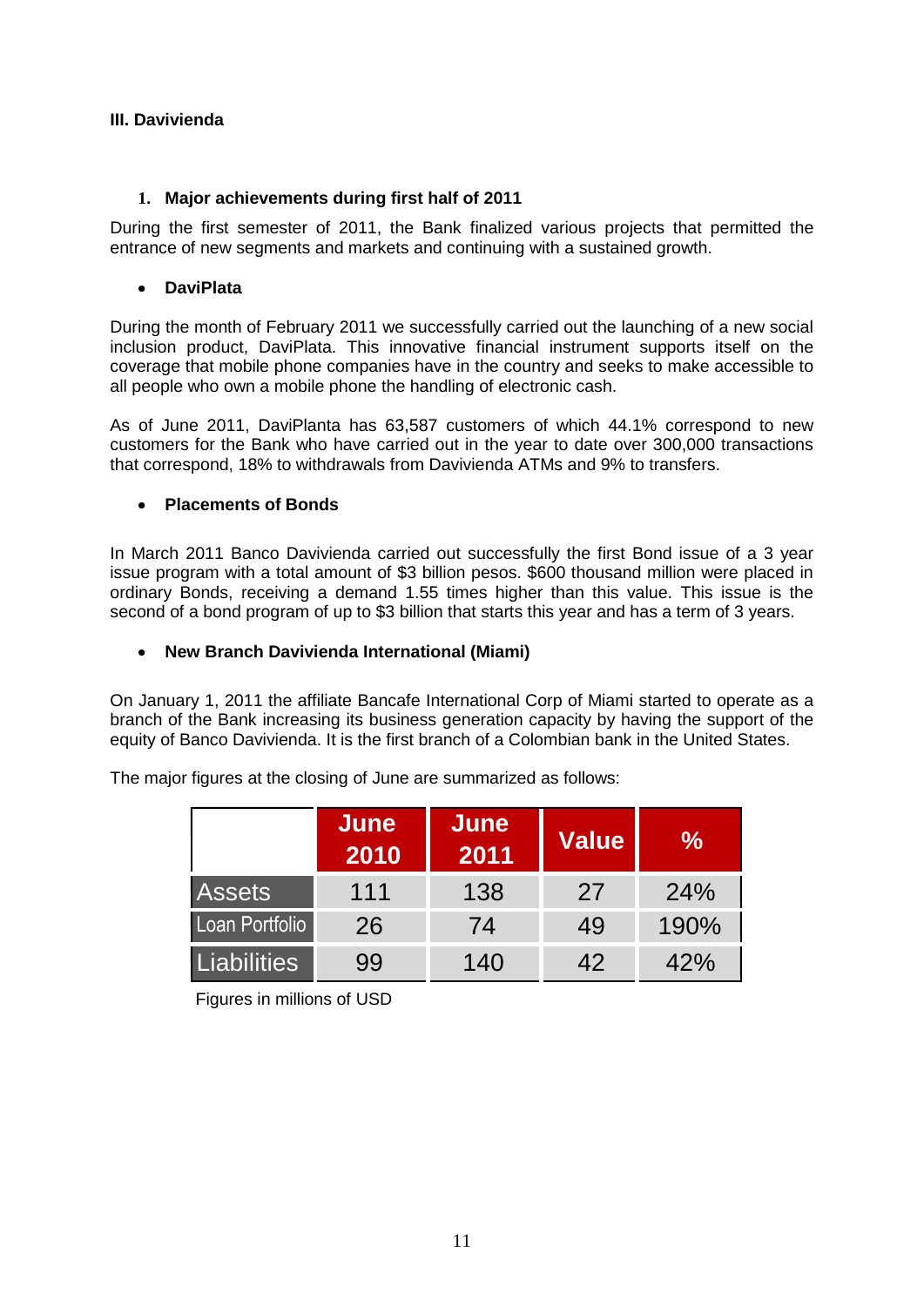### III. Davivienda

#### 1. Major achievements during first half of 2011

During the first semester of 2011, the Bank finalized various projects that permitted the entrance of new segments and markets and continuing with a sustained growth.

- **DaviPlata**

During the month of February 2011 we successfully carried out the launching of a new social inclusion product, DaviPlata. This innovative financial instrument supports itself on the coverage that mobile phone companies have in the country and seeks to make accessible to all people who own a mobile phone the handling of electronic cash.

As of June 2011, DaviPlanta has 63,587 customers of which 44.1% correspond to new customers for the Bank who have carried out in the year to date over 300,000 transactions that correspond, 18% to withdrawals from Davivienda ATMs and 9% to transfers.

- **Placements of Bonds**

In March 2011 Banco Davivienda carried out successfully the first Bond issue of a 3 year issue program with a total amount of $3 billion pesos. $600 thousand million were placed in ordinary Bonds, receiving a demand 1.55 times higher than this value. This issue is the second of a bond program of up to $3 billion that starts this year and has a term of 3 years.

- **New Branch Davivienda International (Miami)**

On January 1, 2011 the affiliate Bancafe International Corp of Miami started to operate as a branch of the Bank increasing its business generation capacity by having the support of the equity of Banco Davivienda. It is the first branch of a Colombian bank in the United States.

The major figures at the closing of June are summarized as follows:

| | June 2010 | June 2011 | Value | % |
|---|---|---|---|---|
| Assets | 111 | 138 | 27 | 24% |
| Loan Portfolio | 26 | 74 | 49 | 190% |
| Liabilities | 99 | 140 | 42 | 42% |

Figures in millions of USD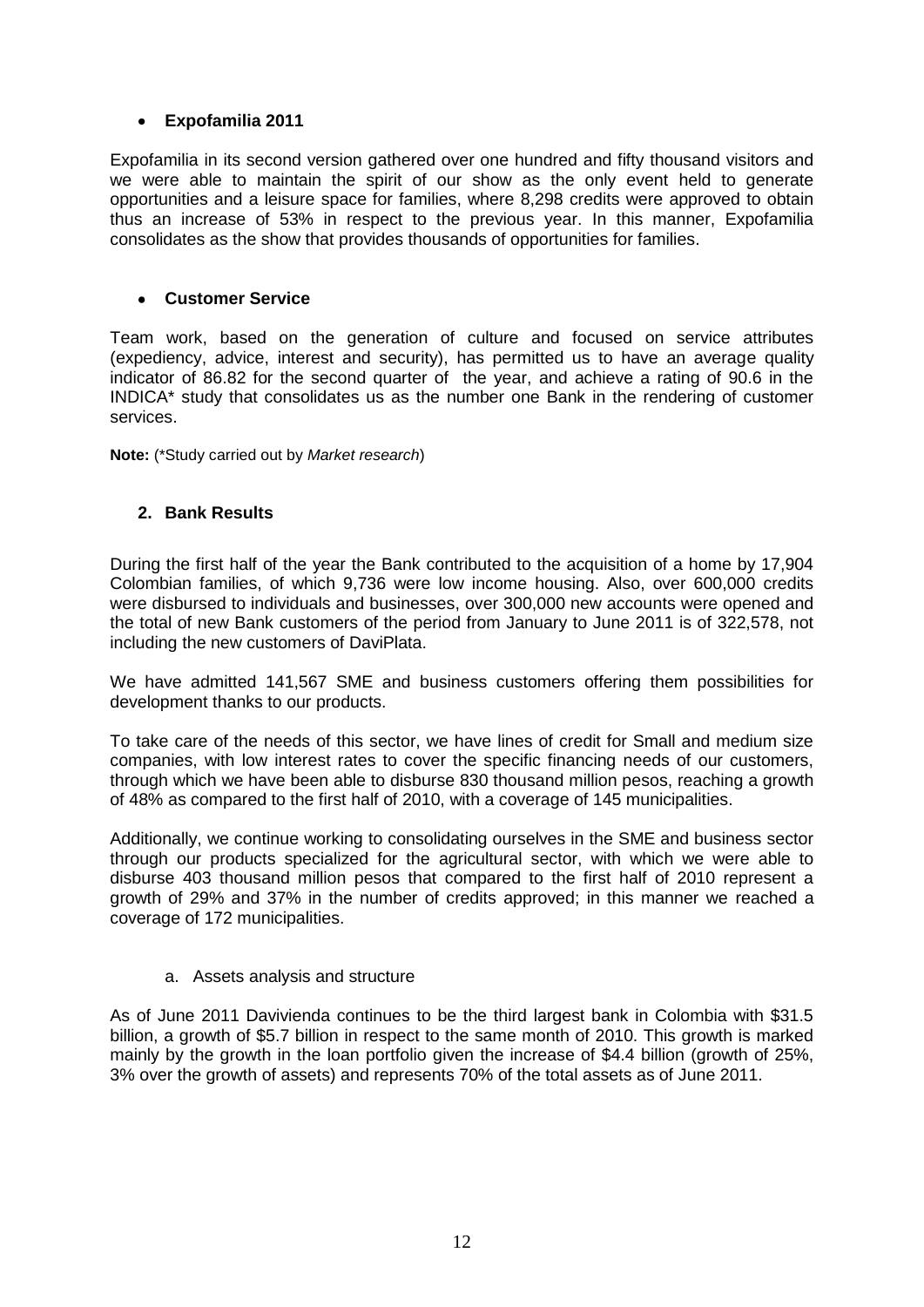- **Expofamilia 2011**

Expofamilia in its second version gathered over one hundred and fifty thousand visitors and we were able to maintain the spirit of our show as the only event held to generate opportunities and a leisure space for families, where 8,298 credits were approved to obtain thus an increase of 53% in respect to the previous year. In this manner, Expofamilia consolidates as the show that provides thousands of opportunities for families.

- **Customer Service**

Team work, based on the generation of culture and focused on service attributes (expediency, advice, interest and security), has permitted us to have an average quality indicator of 86.82 for the second quarter of the year, and achieve a rating of 90.6 in the INDICA* study that consolidates us as the number one Bank in the rendering of customer services.

**Note:** (*Study carried out by *Market research*)

## 2. Bank Results

During the first half of the year the Bank contributed to the acquisition of a home by 17,904 Colombian families, of which 9,736 were low income housing. Also, over 600,000 credits were disbursed to individuals and businesses, over 300,000 new accounts were opened and the total of new Bank customers of the period from January to June 2011 is of 322,578, not including the new customers of DaviPlata.

We have admitted 141,567 SME and business customers offering them possibilities for development thanks to our products.

To take care of the needs of this sector, we have lines of credit for Small and medium size companies, with low interest rates to cover the specific financing needs of our customers, through which we have been able to disburse 830 thousand million pesos, reaching a growth of 48% as compared to the first half of 2010, with a coverage of 145 municipalities.

Additionally, we continue working to consolidating ourselves in the SME and business sector through our products specialized for the agricultural sector, with which we were able to disburse 403 thousand million pesos that compared to the first half of 2010 represent a growth of 29% and 37% in the number of credits approved; in this manner we reached a coverage of 172 municipalities.

### a. Assets analysis and structure

As of June 2011 Davivienda continues to be the third largest bank in Colombia with $31.5 billion, a growth of $5.7 billion in respect to the same month of 2010. This growth is marked mainly by the growth in the loan portfolio given the increase of $4.4 billion (growth of 25%, 3% over the growth of assets) and represents 70% of the total assets as of June 2011.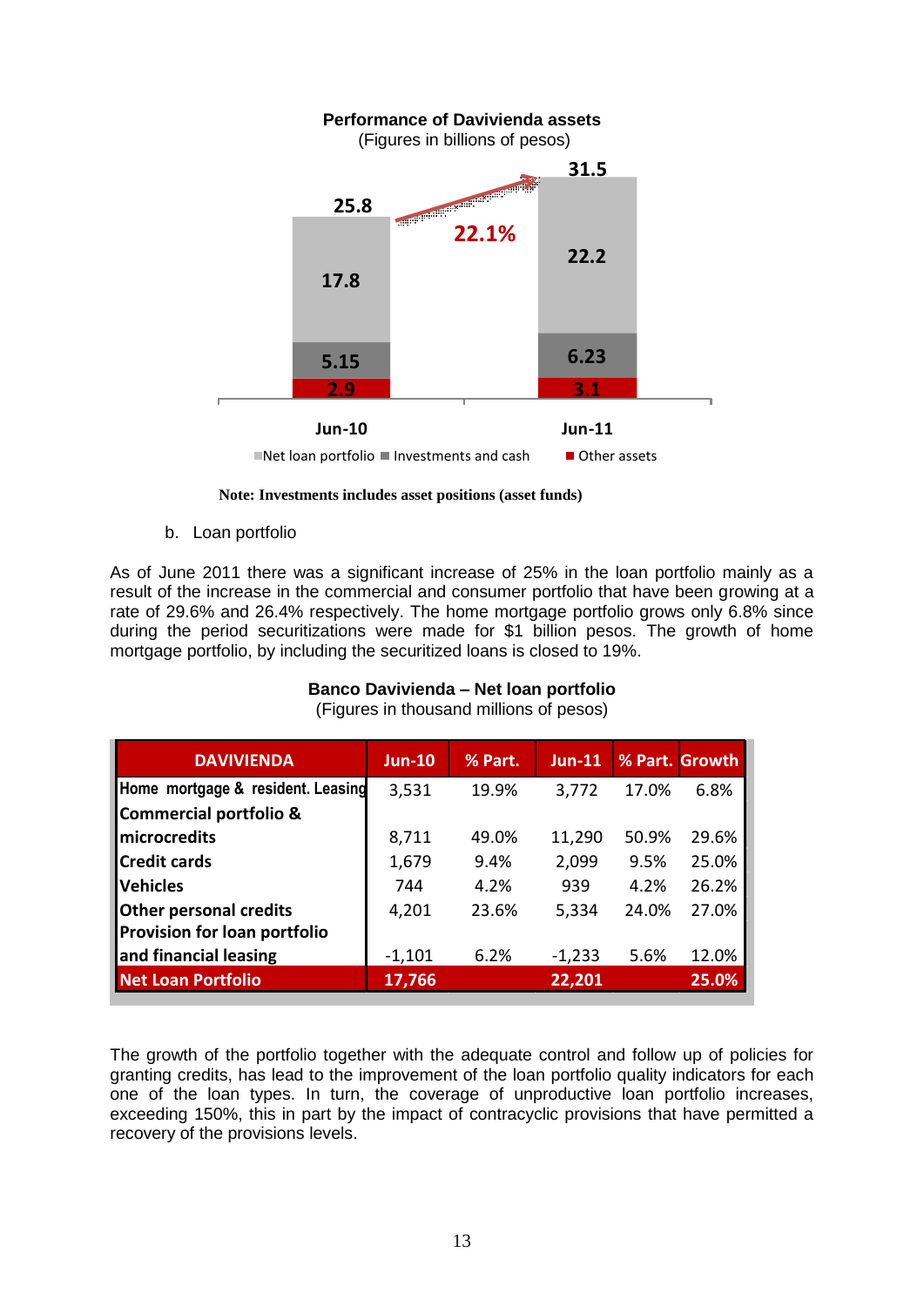**Performance of Daviviencia assets**
(Figures in billions of pesos)

| | Jun-10 | Jun-11 |
|---|---|---|
| Net loan portfolio | 17.8 | 22.2 |
| Investments and cash | 5.15 | 6.23 |
| Other assets | 2.9 | 3.1 |
| Total | 25.8 | 31.5 |

Growth: 22.1%

**Note: Investments includes asset positions (asset funds)**

b. Loan portfolio

As of June 2011 there was a significant increase of 25% in the loan portfolio mainly as a result of the increase in the commercial and consumer portfolio that have been growing at a rate of 29.6% and 26.4% respectively. The home mortgage portfolio grows only 6.8% since during the period securitizations were made for $1 billion pesos. The growth of home mortgage portfolio, by including the securitized loans is closed to 19%.

**Banco Davivienda – Net loan portfolio**
(Figures in thousand millions of pesos)

| DAVIVIENDA | Jun-10 | % Part. | Jun-11 | % Part. | Growth |
|---|---|---|---|---|---|
| Home mortgage & resident. Leasing | 3,531 | 19.9% | 3,772 | 17.0% | 6.8% |
| Commercial portfolio & microcredits | 8,711 | 49.0% | 11,290 | 50.9% | 29.6% |
| Credit cards | 1,679 | 9.4% | 2,099 | 9.5% | 25.0% |
| Vehicles | 744 | 4.2% | 939 | 4.2% | 26.2% |
| Other personal credits | 4,201 | 23.6% | 5,334 | 24.0% | 27.0% |
| Provision for loan portfolio and financial leasing | -1,101 | 6.2% | -1,233 | 5.6% | 12.0% |
| **Net Loan Portfolio** | **17,766** | | **22,201** | | **25.0%** |

The growth of the portfolio together with the adequate control and follow up of policies for granting credits, has lead to the improvement of the loan portfolio quality indicators for each one of the loan types. In turn, the coverage of unproductive loan portfolio increases, exceeding 150%, this in part by the impact of contracyclic provisions that have permitted a recovery of the provisions levels.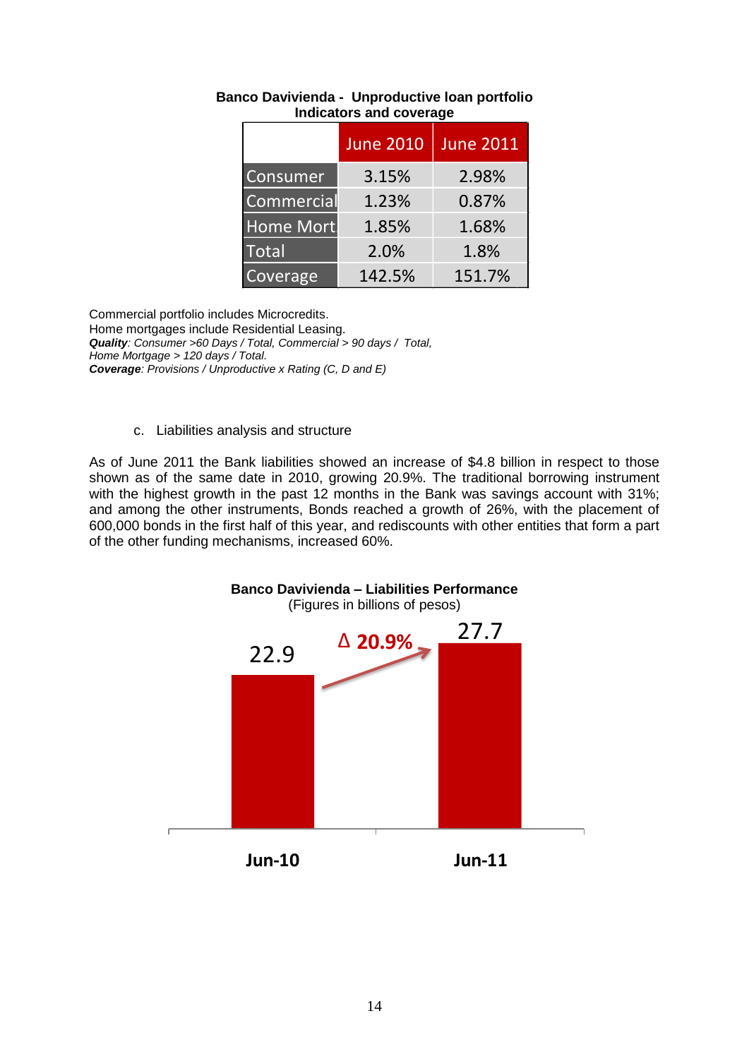**Banco Davivienda - Unproductive loan portfolio Indicators and coverage**

| | June 2010 | June 2011 |
|---|---|---|
| Consumer | 3.15% | 2.98% |
| Commercial | 1.23% | 0.87% |
| Home Mort. | 1.85% | 1.68% |
| Total | 2.0% | 1.8% |
| Coverage | 142.5% | 151.7% |

Commercial portfolio includes Microcredits.
Home mortgages include Residential Leasing.
***Quality****: Consumer >60 Days / Total, Commercial > 90 days / Total, Home Mortgage > 120 days / Total.*
***Coverage****: Provisions / Unproductive x Rating (C, D and E)*

c. Liabilities analysis and structure

As of June 2011 the Bank liabilities showed an increase of $4.8 billion in respect to those shown as of the same date in 2010, growing 20.9%. The traditional borrowing instrument with the highest growth in the past 12 months in the Bank was savings account with 31%; and among the other instruments, Bonds reached a growth of 26%, with the placement of 600,000 bonds in the first half of this year, and rediscounts with other entities that form a part of the other funding mechanisms, increased 60%.

**Banco Davivienda – Liabilities Performance**
(Figures in billions of pesos)

| | Jun-10 | Jun-11 |
|---|---|---|
| Liabilities | 22.9 | 27.7 |

Δ 20.9%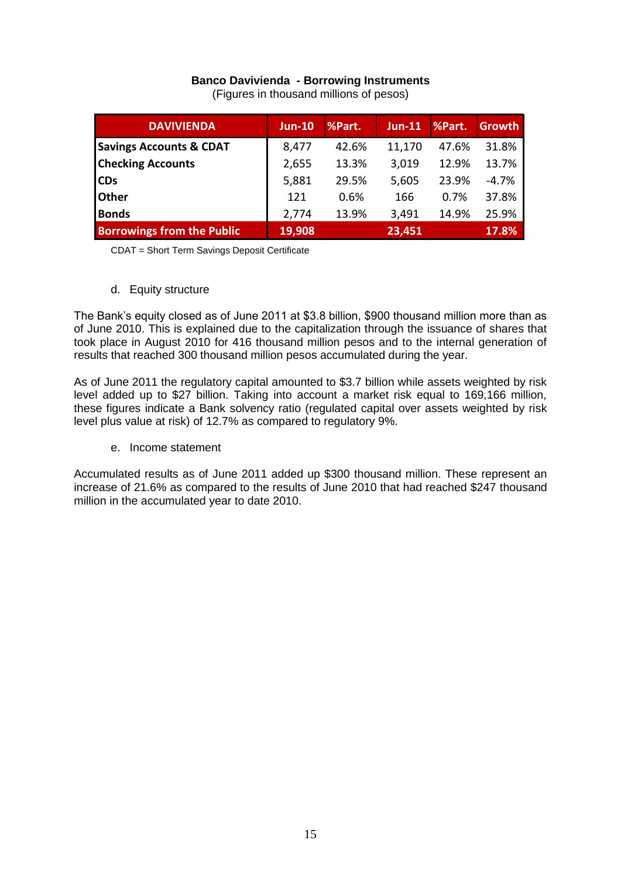**Banco Davivienda - Borrowing Instruments**
(Figures in thousand millions of pesos)

| DAVIVIENDA | Jun-10 | %Part. | Jun-11 | %Part. | Growth |
|---|---|---|---|---|---|
| **Savings Accounts & CDAT** | 8,477 | 42.6% | 11,170 | 47.6% | 31.8% |
| **Checking Accounts** | 2,655 | 13.3% | 3,019 | 12.9% | 13.7% |
| **CDs** | 5,881 | 29.5% | 5,605 | 23.9% | -4.7% |
| **Other** | 121 | 0.6% | 166 | 0.7% | 37.8% |
| **Bonds** | 2,774 | 13.9% | 3,491 | 14.9% | 25.9% |
| **Borrowings from the Public** | **19,908** | | **23,451** | | **17.8%** |

CDAT = Short Term Savings Deposit Certificate

d. Equity structure

The Bank's equity closed as of June 2011 at $3.8 billion, $900 thousand million more than as of June 2010. This is explained due to the capitalization through the issuance of shares that took place in August 2010 for 416 thousand million pesos and to the internal generation of results that reached 300 thousand million pesos accumulated during the year.

As of June 2011 the regulatory capital amounted to $3.7 billion while assets weighted by risk level added up to $27 billion. Taking into account a market risk equal to 169,166 million, these figures indicate a Bank solvency ratio (regulated capital over assets weighted by risk level plus value at risk) of 12.7% as compared to regulatory 9%.

e. Income statement

Accumulated results as of June 2011 added up $300 thousand million. These represent an increase of 21.6% as compared to the results of June 2010 that had reached $247 thousand million in the accumulated year to date 2010.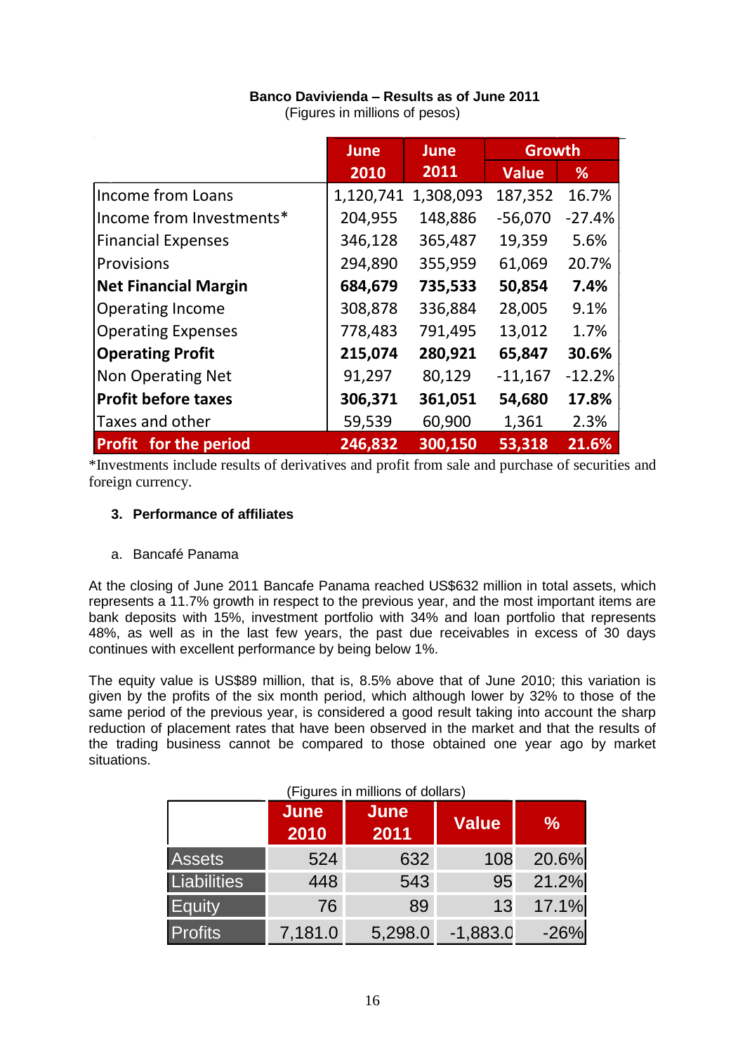**Banco Davivienda – Results as of June 2011**
(Figures in millions of pesos)

| | June 2010 | June 2011 | Growth | |
|---|---|---|---|---|
| | | | Value | % |
| Income from Loans | 1,120,741 | 1,308,093 | 187,352 | 16.7% |
| Income from Investments* | 204,955 | 148,886 | -56,070 | -27.4% |
| Financial Expenses | 346,128 | 365,487 | 19,359 | 5.6% |
| Provisions | 294,890 | 355,959 | 61,069 | 20.7% |
| **Net Financial Margin** | **684,679** | **735,533** | **50,854** | **7.4%** |
| Operating Income | 308,878 | 336,884 | 28,005 | 9.1% |
| Operating Expenses | 778,483 | 791,495 | 13,012 | 1.7% |
| **Operating Profit** | **215,074** | **280,921** | **65,847** | **30.6%** |
| Non Operating Net | 91,297 | 80,129 | -11,167 | -12.2% |
| **Profit before taxes** | **306,371** | **361,051** | **54,680** | **17.8%** |
| Taxes and other | 59,539 | 60,900 | 1,361 | 2.3% |
| **Profit for the period** | **246,832** | **300,150** | **53,318** | **21.6%** |

*Investments include results of derivatives and profit from sale and purchase of securities and foreign currency.

### 3. Performance of affiliates

a. Bancafé Panama

At the closing of June 2011 Bancafe Panama reached US$632 million in total assets, which represents a 11.7% growth in respect to the previous year, and the most important items are bank deposits with 15%, investment portfolio with 34% and loan portfolio that represents 48%, as well as in the last few years, the past due receivables in excess of 30 days continues with excellent performance by being below 1%.

The equity value is US$89 million, that is, 8.5% above that of June 2010; this variation is given by the profits of the six month period, which although lower by 32% to those of the same period of the previous year, is considered a good result taking into account the sharp reduction of placement rates that have been observed in the market and that the results of the trading business cannot be compared to those obtained one year ago by market situations.

(Figures in millions of dollars)

| | June 2010 | June 2011 | Value | % |
|---|---|---|---|---|
| Assets | 524 | 632 | 108 | 20.6% |
| Liabilities | 448 | 543 | 95 | 21.2% |
| Equity | 76 | 89 | 13 | 17.1% |
| Profits | 7,181.0 | 5,298.0 | -1,883.0 | -26% |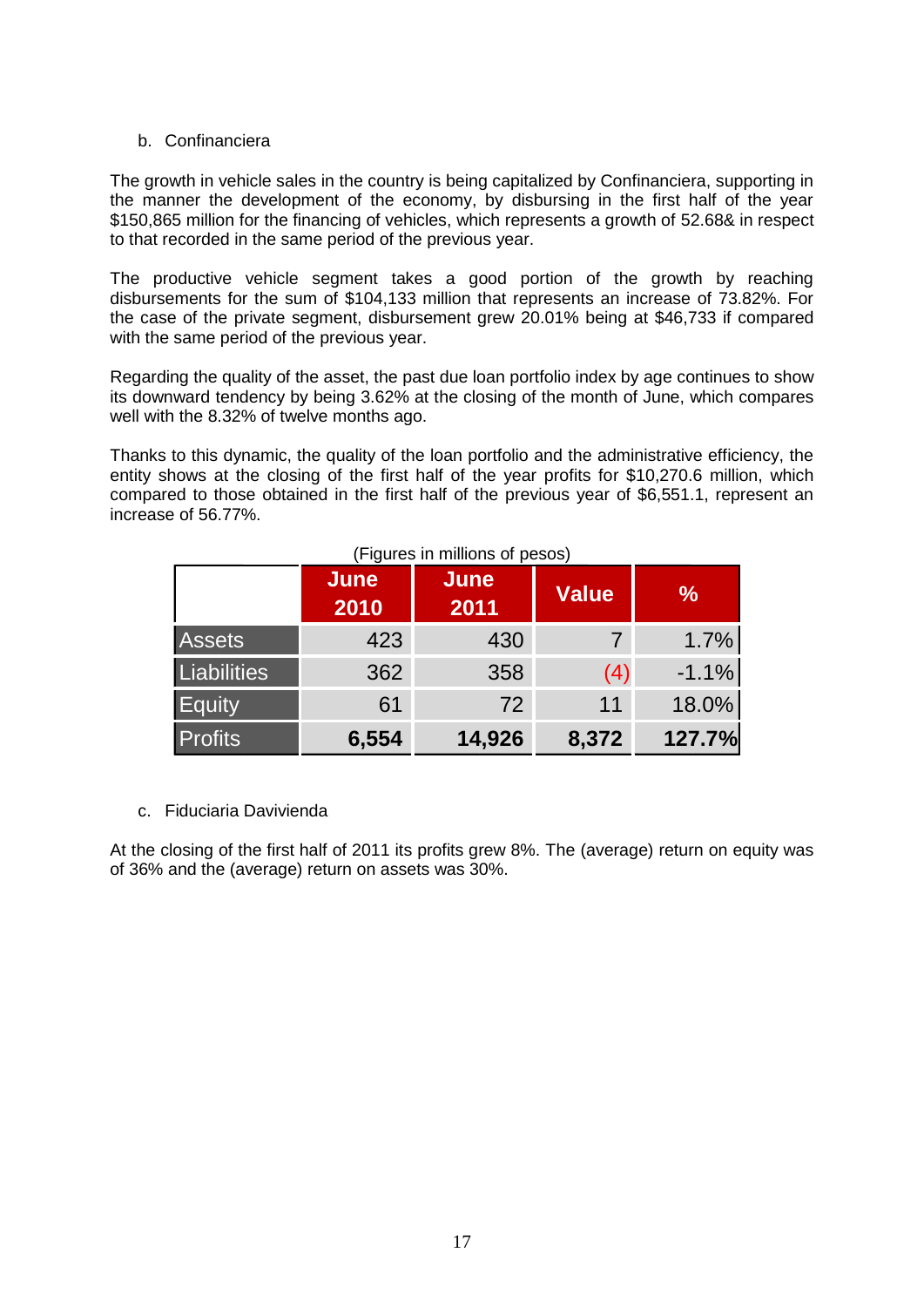b. Confinanciera

The growth in vehicle sales in the country is being capitalized by Confinanciera, supporting in the manner the development of the economy, by disbursing in the first half of the year $150,865 million for the financing of vehicles, which represents a growth of 52.68& in respect to that recorded in the same period of the previous year.

The productive vehicle segment takes a good portion of the growth by reaching disbursements for the sum of $104,133 million that represents an increase of 73.82%. For the case of the private segment, disbursement grew 20.01% being at $46,733 if compared with the same period of the previous year.

Regarding the quality of the asset, the past due loan portfolio index by age continues to show its downward tendency by being 3.62% at the closing of the month of June, which compares well with the 8.32% of twelve months ago.

Thanks to this dynamic, the quality of the loan portfolio and the administrative efficiency, the entity shows at the closing of the first half of the year profits for $10,270.6 million, which compared to those obtained in the first half of the previous year of $6,551.1, represent an increase of 56.77%.

(Figures in millions of pesos)

| | June 2010 | June 2011 | Value | % |
|---|---|---|---|---|
| Assets | 423 | 430 | 7 | 1.7% |
| Liabilities | 362 | 358 | (4) | -1.1% |
| Equity | 61 | 72 | 11 | 18.0% |
| **Profits** | **6,554** | **14,926** | **8,372** | **127.7%** |

c. Fiduciaria Davivienda

At the closing of the first half of 2011 its profits grew 8%. The (average) return on equity was of 36% and the (average) return on assets was 30%.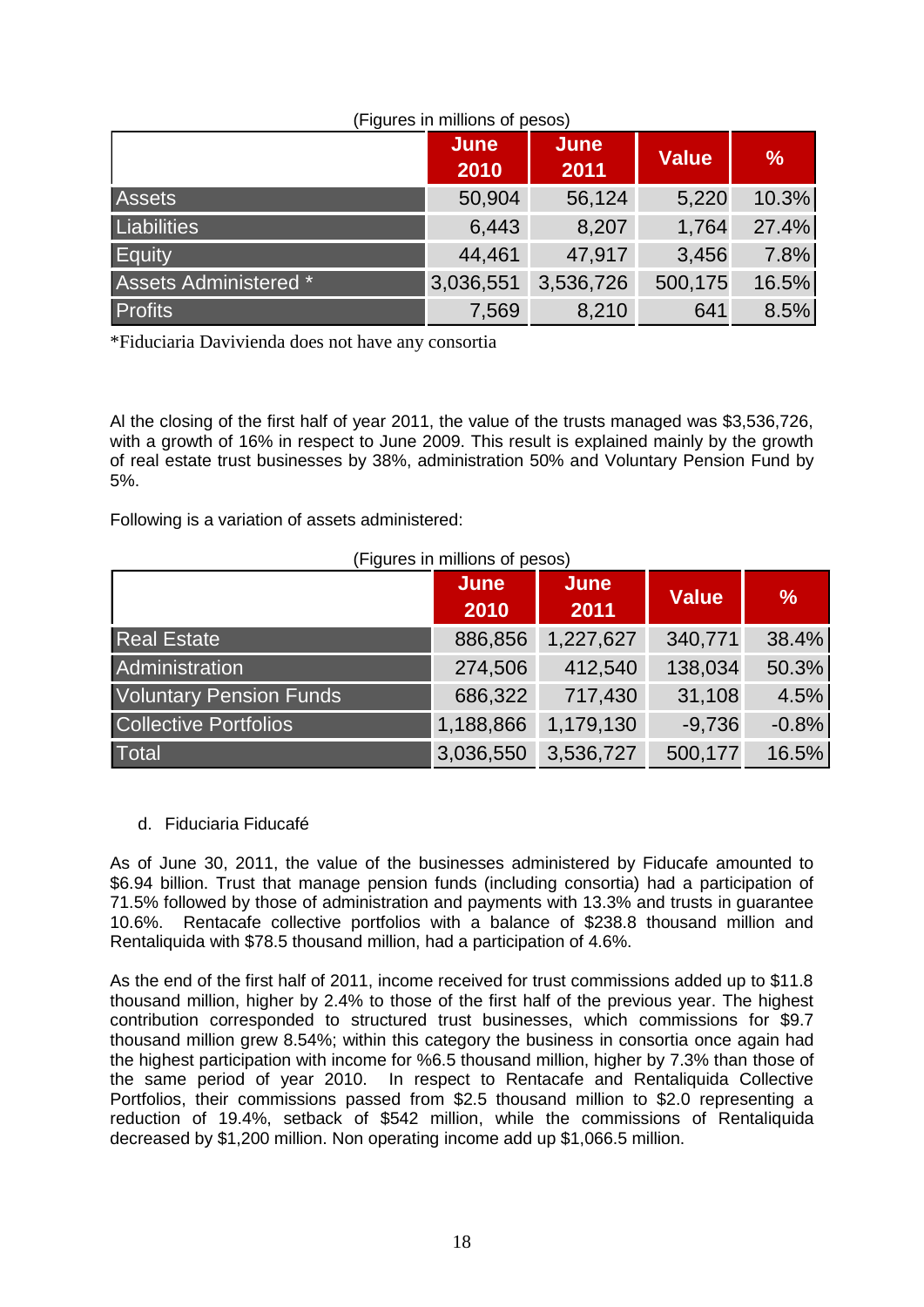(Figures in millions of pesos)

| | June 2010 | June 2011 | Value | % |
|---|---|---|---|---|
| Assets | 50,904 | 56,124 | 5,220 | 10.3% |
| Liabilities | 6,443 | 8,207 | 1,764 | 27.4% |
| Equity | 44,461 | 47,917 | 3,456 | 7.8% |
| Assets Administered * | 3,036,551 | 3,536,726 | 500,175 | 16.5% |
| Profits | 7,569 | 8,210 | 641 | 8.5% |

*Fiduciaria Davivienda does not have any consortia

Al the closing of the first half of year 2011, the value of the trusts managed was $3,536,726, with a growth of 16% in respect to June 2009. This result is explained mainly by the growth of real estate trust businesses by 38%, administration 50% and Voluntary Pension Fund by 5%.

Following is a variation of assets administered:

(Figures in millions of pesos)

| | June 2010 | June 2011 | Value | % |
|---|---|---|---|---|
| Real Estate | 886,856 | 1,227,627 | 340,771 | 38.4% |
| Administration | 274,506 | 412,540 | 138,034 | 50.3% |
| Voluntary Pension Funds | 686,322 | 717,430 | 31,108 | 4.5% |
| Collective Portfolios | 1,188,866 | 1,179,130 | -9,736 | -0.8% |
| Total | 3,036,550 | 3,536,727 | 500,177 | 16.5% |

d. Fiduciaria Fiducafé

As of June 30, 2011, the value of the businesses administered by Fiducafe amounted to $6.94 billion. Trust that manage pension funds (including consortia) had a participation of 71.5% followed by those of administration and payments with 13.3% and trusts in guarantee 10.6%. Rentacafe collective portfolios with a balance of $238.8 thousand million and Rentaliquida with $78.5 thousand million, had a participation of 4.6%.

As the end of the first half of 2011, income received for trust commissions added up to $11.8 thousand million, higher by 2.4% to those of the first half of the previous year. The highest contribution corresponded to structured trust businesses, which commissions for $9.7 thousand million grew 8.54%; within this category the business in consortia once again had the highest participation with income for %6.5 thousand million, higher by 7.3% than those of the same period of year 2010. In respect to Rentacafe and Rentaliquida Collective Portfolios, their commissions passed from $2.5 thousand million to $2.0 representing a reduction of 19.4%, setback of $542 million, while the commissions of Rentaliquida decreased by $1,200 million. Non operating income add up $1,066.5 million.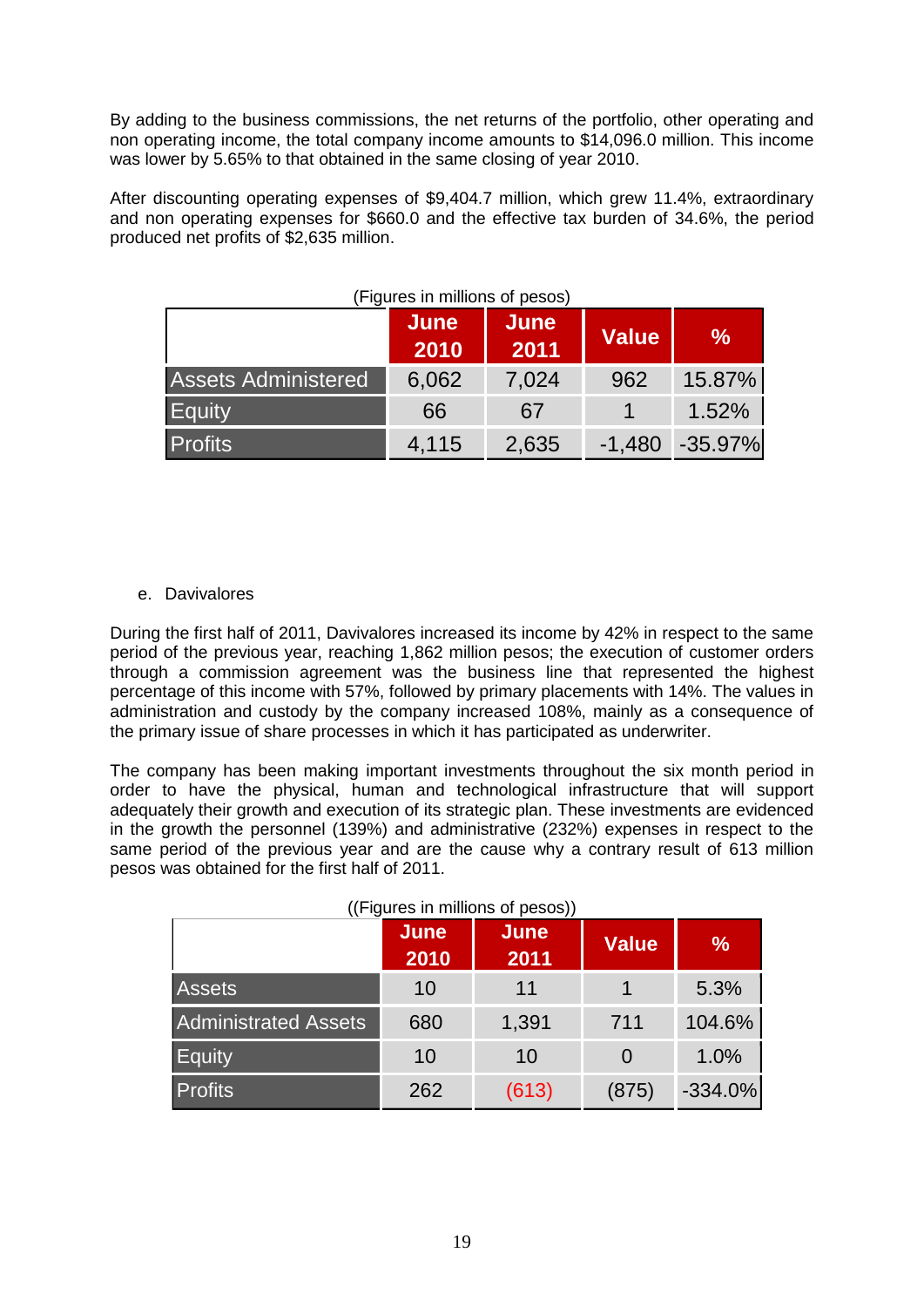By adding to the business commissions, the net returns of the portfolio, other operating and non operating income, the total company income amounts to $14,096.0 million. This income was lower by 5.65% to that obtained in the same closing of year 2010.

After discounting operating expenses of $9,404.7 million, which grew 11.4%, extraordinary and non operating expenses for $660.0 and the effective tax burden of 34.6%, the period produced net profits of $2,635 million.

(Figures in millions of pesos)

| | June 2010 | June 2011 | Value | % |
|---|---|---|---|---|
| Assets Administered | 6,062 | 7,024 | 962 | 15.87% |
| Equity | 66 | 67 | 1 | 1.52% |
| Profits | 4,115 | 2,635 | -1,480 | -35.97% |

e. Davivalores

During the first half of 2011, Davivalores increased its income by 42% in respect to the same period of the previous year, reaching 1,862 million pesos; the execution of customer orders through a commission agreement was the business line that represented the highest percentage of this income with 57%, followed by primary placements with 14%. The values in administration and custody by the company increased 108%, mainly as a consequence of the primary issue of share processes in which it has participated as underwriter.

The company has been making important investments throughout the six month period in order to have the physical, human and technological infrastructure that will support adequately their growth and execution of its strategic plan. These investments are evidenced in the growth the personnel (139%) and administrative (232%) expenses in respect to the same period of the previous year and are the cause why a contrary result of 613 million pesos was obtained for the first half of 2011.

((Figures in millions of pesos))

| | June 2010 | June 2011 | Value | % |
|---|---|---|---|---|
| Assets | 10 | 11 | 1 | 5.3% |
| Administrated Assets | 680 | 1,391 | 711 | 104.6% |
| Equity | 10 | 10 | 0 | 1.0% |
| Profits | 262 | (613) | (875) | -334.0% |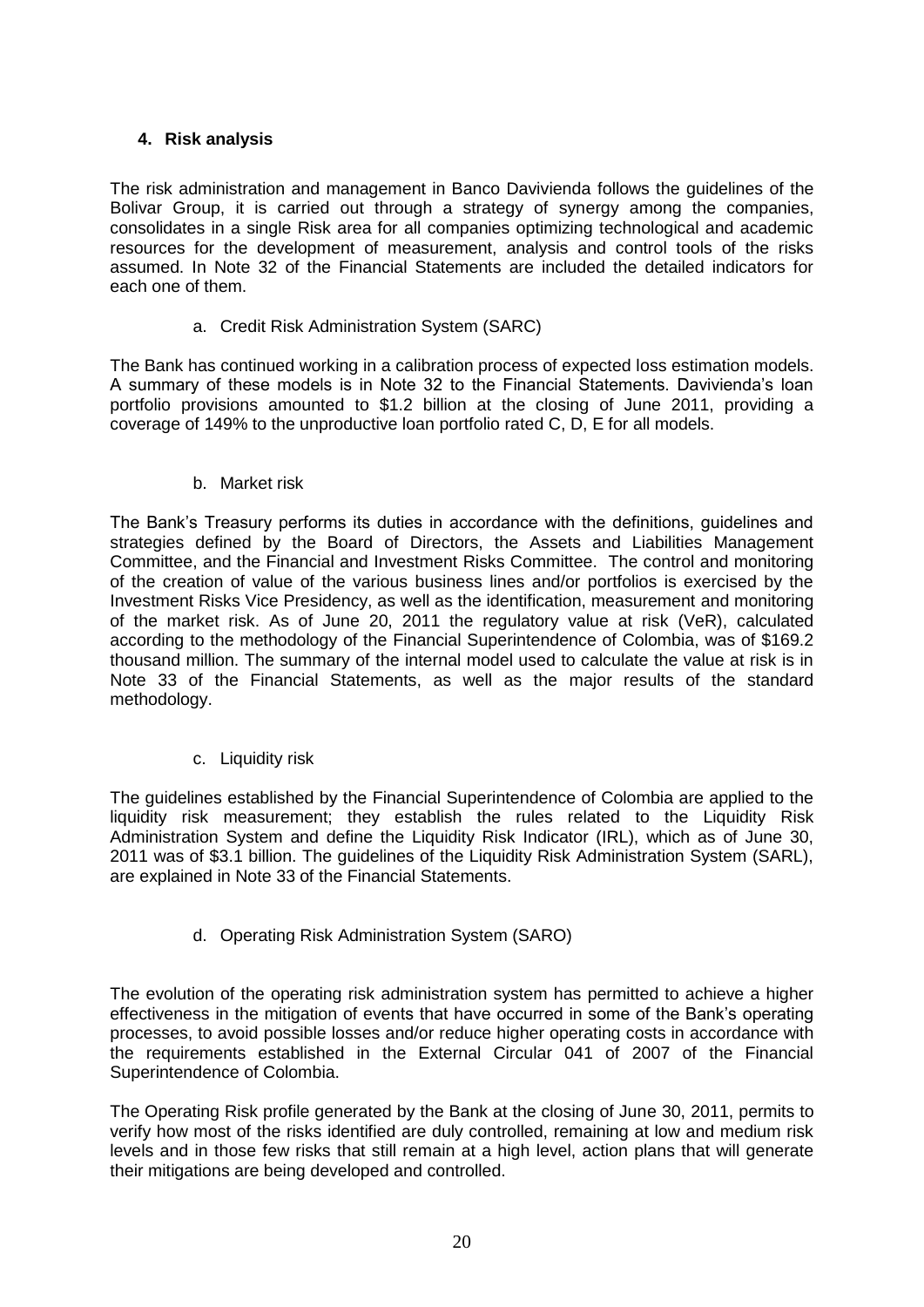## 4. Risk analysis

The risk administration and management in Banco Davivienda follows the guidelines of the Bolivar Group, it is carried out through a strategy of synergy among the companies, consolidates in a single Risk area for all companies optimizing technological and academic resources for the development of measurement, analysis and control tools of the risks assumed. In Note 32 of the Financial Statements are included the detailed indicators for each one of them.

### a. Credit Risk Administration System (SARC)

The Bank has continued working in a calibration process of expected loss estimation models. A summary of these models is in Note 32 to the Financial Statements. Davivienda's loan portfolio provisions amounted to $1.2 billion at the closing of June 2011, providing a coverage of 149% to the unproductive loan portfolio rated C, D, E for all models.

### b. Market risk

The Bank's Treasury performs its duties in accordance with the definitions, guidelines and strategies defined by the Board of Directors, the Assets and Liabilities Management Committee, and the Financial and Investment Risks Committee. The control and monitoring of the creation of value of the various business lines and/or portfolios is exercised by the Investment Risks Vice Presidency, as well as the identification, measurement and monitoring of the market risk. As of June 20, 2011 the regulatory value at risk (VeR), calculated according to the methodology of the Financial Superintendence of Colombia, was of $169.2 thousand million. The summary of the internal model used to calculate the value at risk is in Note 33 of the Financial Statements, as well as the major results of the standard methodology.

### c. Liquidity risk

The guidelines established by the Financial Superintendence of Colombia are applied to the liquidity risk measurement; they establish the rules related to the Liquidity Risk Administration System and define the Liquidity Risk Indicator (IRL), which as of June 30, 2011 was of $3.1 billion. The guidelines of the Liquidity Risk Administration System (SARL), are explained in Note 33 of the Financial Statements.

### d. Operating Risk Administration System (SARO)

The evolution of the operating risk administration system has permitted to achieve a higher effectiveness in the mitigation of events that have occurred in some of the Bank's operating processes, to avoid possible losses and/or reduce higher operating costs in accordance with the requirements established in the External Circular 041 of 2007 of the Financial Superintendence of Colombia.

The Operating Risk profile generated by the Bank at the closing of June 30, 2011, permits to verify how most of the risks identified are duly controlled, remaining at low and medium risk levels and in those few risks that still remain at a high level, action plans that will generate their mitigations are being developed and controlled.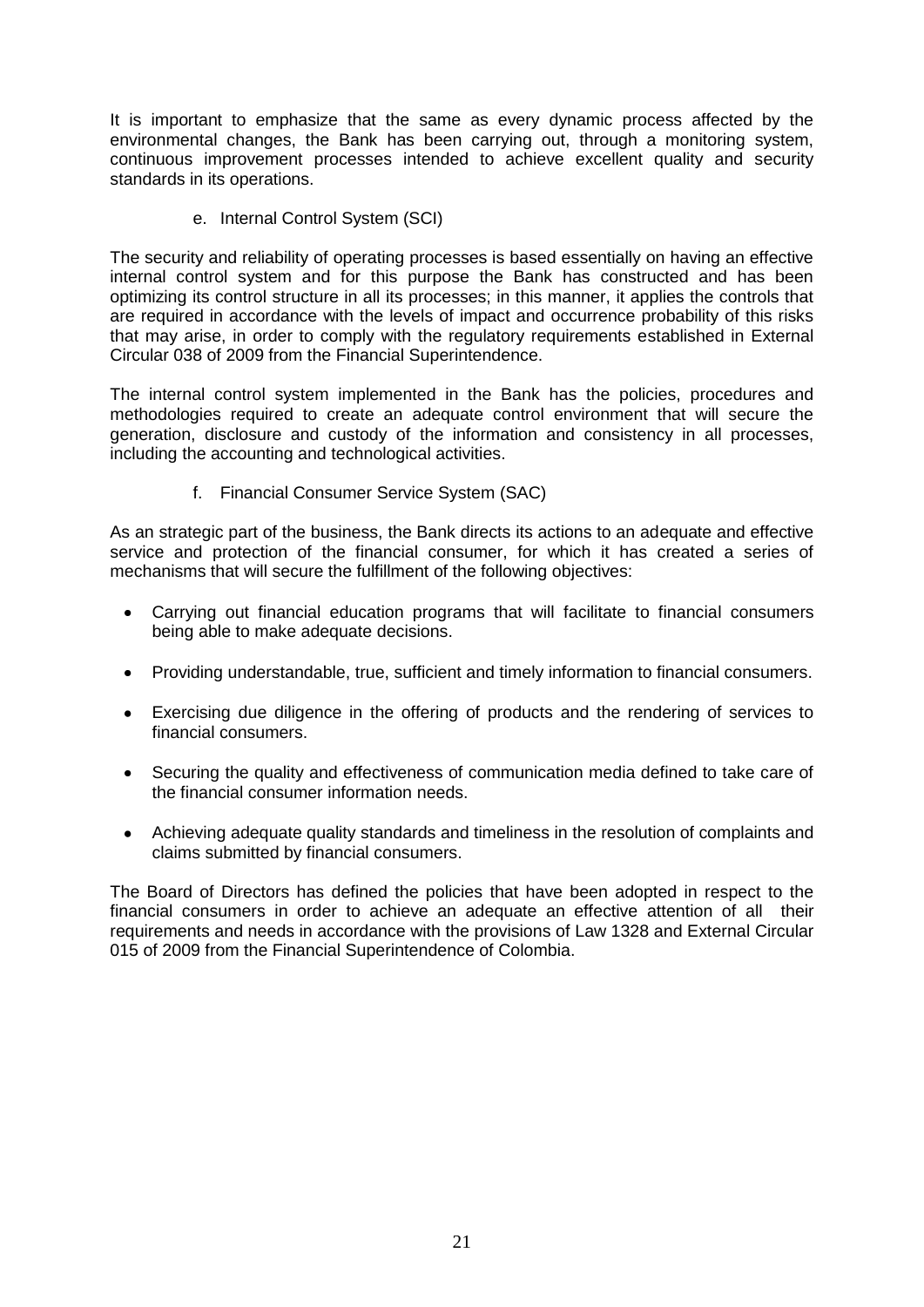It is important to emphasize that the same as every dynamic process affected by the environmental changes, the Bank has been carrying out, through a monitoring system, continuous improvement processes intended to achieve excellent quality and security standards in its operations.

e. Internal Control System (SCI)

The security and reliability of operating processes is based essentially on having an effective internal control system and for this purpose the Bank has constructed and has been optimizing its control structure in all its processes; in this manner, it applies the controls that are required in accordance with the levels of impact and occurrence probability of this risks that may arise, in order to comply with the regulatory requirements established in External Circular 038 of 2009 from the Financial Superintendence.

The internal control system implemented in the Bank has the policies, procedures and methodologies required to create an adequate control environment that will secure the generation, disclosure and custody of the information and consistency in all processes, including the accounting and technological activities.

f. Financial Consumer Service System (SAC)

As an strategic part of the business, the Bank directs its actions to an adequate and effective service and protection of the financial consumer, for which it has created a series of mechanisms that will secure the fulfillment of the following objectives:

- Carrying out financial education programs that will facilitate to financial consumers being able to make adequate decisions.
- Providing understandable, true, sufficient and timely information to financial consumers.
- Exercising due diligence in the offering of products and the rendering of services to financial consumers.
- Securing the quality and effectiveness of communication media defined to take care of the financial consumer information needs.
- Achieving adequate quality standards and timeliness in the resolution of complaints and claims submitted by financial consumers.

The Board of Directors has defined the policies that have been adopted in respect to the financial consumers in order to achieve an adequate an effective attention of all their requirements and needs in accordance with the provisions of Law 1328 and External Circular 015 of 2009 from the Financial Superintendence of Colombia.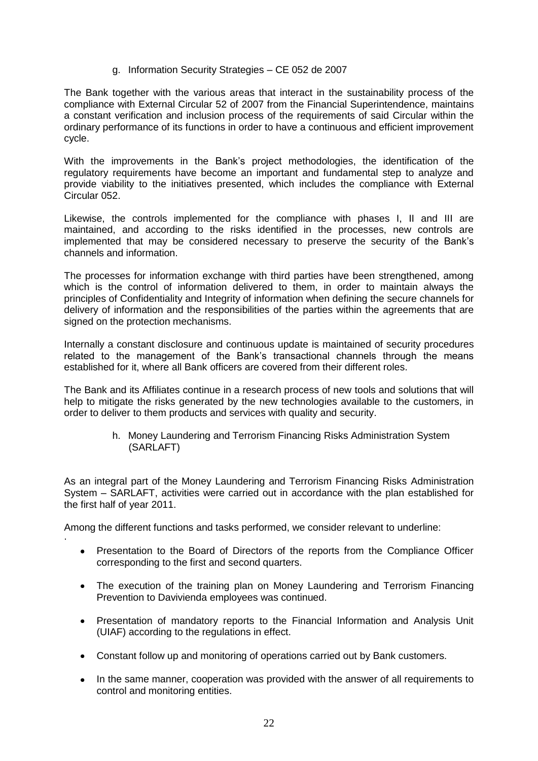g. Information Security Strategies – CE 052 de 2007

The Bank together with the various areas that interact in the sustainability process of the compliance with External Circular 52 of 2007 from the Financial Superintendence, maintains a constant verification and inclusion process of the requirements of said Circular within the ordinary performance of its functions in order to have a continuous and efficient improvement cycle.

With the improvements in the Bank's project methodologies, the identification of the regulatory requirements have become an important and fundamental step to analyze and provide viability to the initiatives presented, which includes the compliance with External Circular 052.

Likewise, the controls implemented for the compliance with phases I, II and III are maintained, and according to the risks identified in the processes, new controls are implemented that may be considered necessary to preserve the security of the Bank's channels and information.

The processes for information exchange with third parties have been strengthened, among which is the control of information delivered to them, in order to maintain always the principles of Confidentiality and Integrity of information when defining the secure channels for delivery of information and the responsibilities of the parties within the agreements that are signed on the protection mechanisms.

Internally a constant disclosure and continuous update is maintained of security procedures related to the management of the Bank's transactional channels through the means established for it, where all Bank officers are covered from their different roles.

The Bank and its Affiliates continue in a research process of new tools and solutions that will help to mitigate the risks generated by the new technologies available to the customers, in order to deliver to them products and services with quality and security.

h. Money Laundering and Terrorism Financing Risks Administration System (SARLAFT)

As an integral part of the Money Laundering and Terrorism Financing Risks Administration System – SARLAFT, activities were carried out in accordance with the plan established for the first half of year 2011.

Among the different functions and tasks performed, we consider relevant to underline:

- Presentation to the Board of Directors of the reports from the Compliance Officer corresponding to the first and second quarters.
- The execution of the training plan on Money Laundering and Terrorism Financing Prevention to Davivienda employees was continued.
- Presentation of mandatory reports to the Financial Information and Analysis Unit (UIAF) according to the regulations in effect.
- Constant follow up and monitoring of operations carried out by Bank customers.
- In the same manner, cooperation was provided with the answer of all requirements to control and monitoring entities.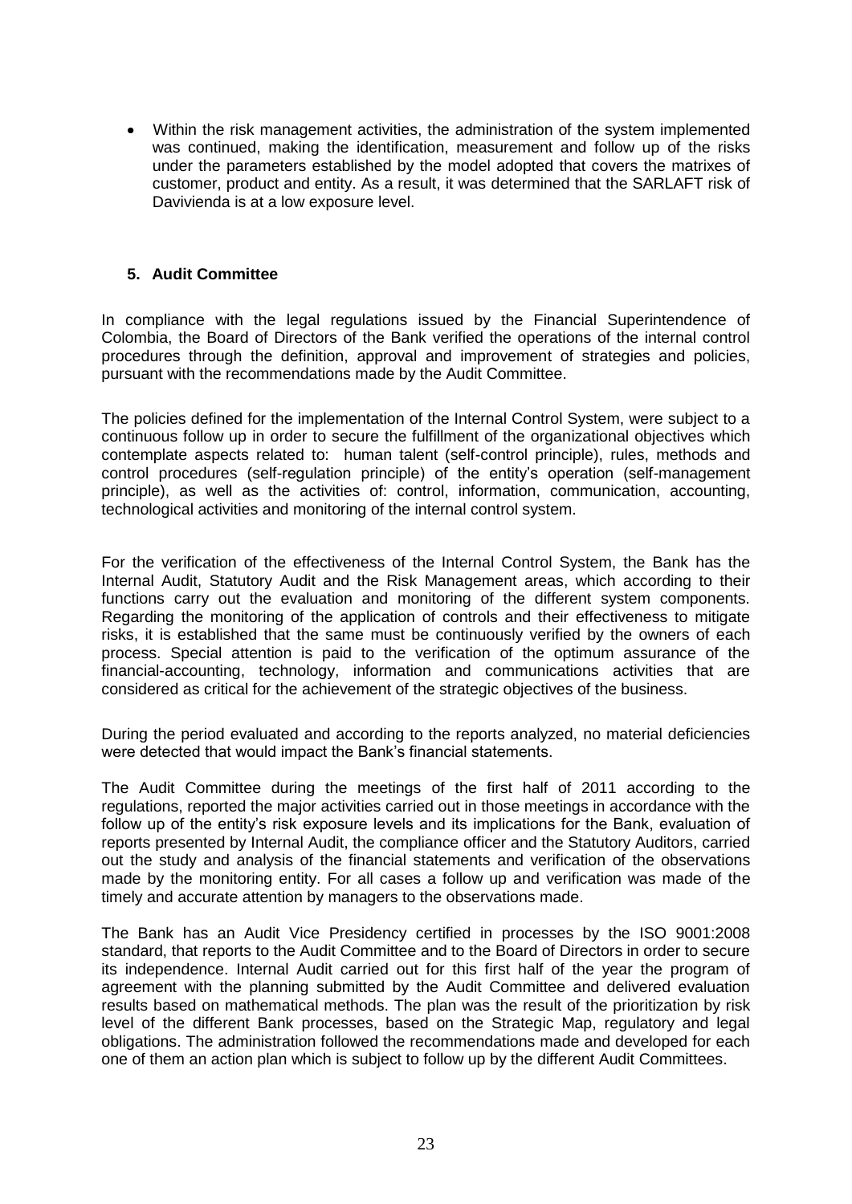- Within the risk management activities, the administration of the system implemented was continued, making the identification, measurement and follow up of the risks under the parameters established by the model adopted that covers the matrixes of customer, product and entity. As a result, it was determined that the SARLAFT risk of Davivienda is at a low exposure level.

## 5. Audit Committee

In compliance with the legal regulations issued by the Financial Superintendence of Colombia, the Board of Directors of the Bank verified the operations of the internal control procedures through the definition, approval and improvement of strategies and policies, pursuant with the recommendations made by the Audit Committee.

The policies defined for the implementation of the Internal Control System, were subject to a continuous follow up in order to secure the fulfillment of the organizational objectives which contemplate aspects related to: human talent (self-control principle), rules, methods and control procedures (self-regulation principle) of the entity's operation (self-management principle), as well as the activities of: control, information, communication, accounting, technological activities and monitoring of the internal control system.

For the verification of the effectiveness of the Internal Control System, the Bank has the Internal Audit, Statutory Audit and the Risk Management areas, which according to their functions carry out the evaluation and monitoring of the different system components. Regarding the monitoring of the application of controls and their effectiveness to mitigate risks, it is established that the same must be continuously verified by the owners of each process. Special attention is paid to the verification of the optimum assurance of the financial-accounting, technology, information and communications activities that are considered as critical for the achievement of the strategic objectives of the business.

During the period evaluated and according to the reports analyzed, no material deficiencies were detected that would impact the Bank's financial statements.

The Audit Committee during the meetings of the first half of 2011 according to the regulations, reported the major activities carried out in those meetings in accordance with the follow up of the entity's risk exposure levels and its implications for the Bank, evaluation of reports presented by Internal Audit, the compliance officer and the Statutory Auditors, carried out the study and analysis of the financial statements and verification of the observations made by the monitoring entity. For all cases a follow up and verification was made of the timely and accurate attention by managers to the observations made.

The Bank has an Audit Vice Presidency certified in processes by the ISO 9001:2008 standard, that reports to the Audit Committee and to the Board of Directors in order to secure its independence. Internal Audit carried out for this first half of the year the program of agreement with the planning submitted by the Audit Committee and delivered evaluation results based on mathematical methods. The plan was the result of the prioritization by risk level of the different Bank processes, based on the Strategic Map, regulatory and legal obligations. The administration followed the recommendations made and developed for each one of them an action plan which is subject to follow up by the different Audit Committees.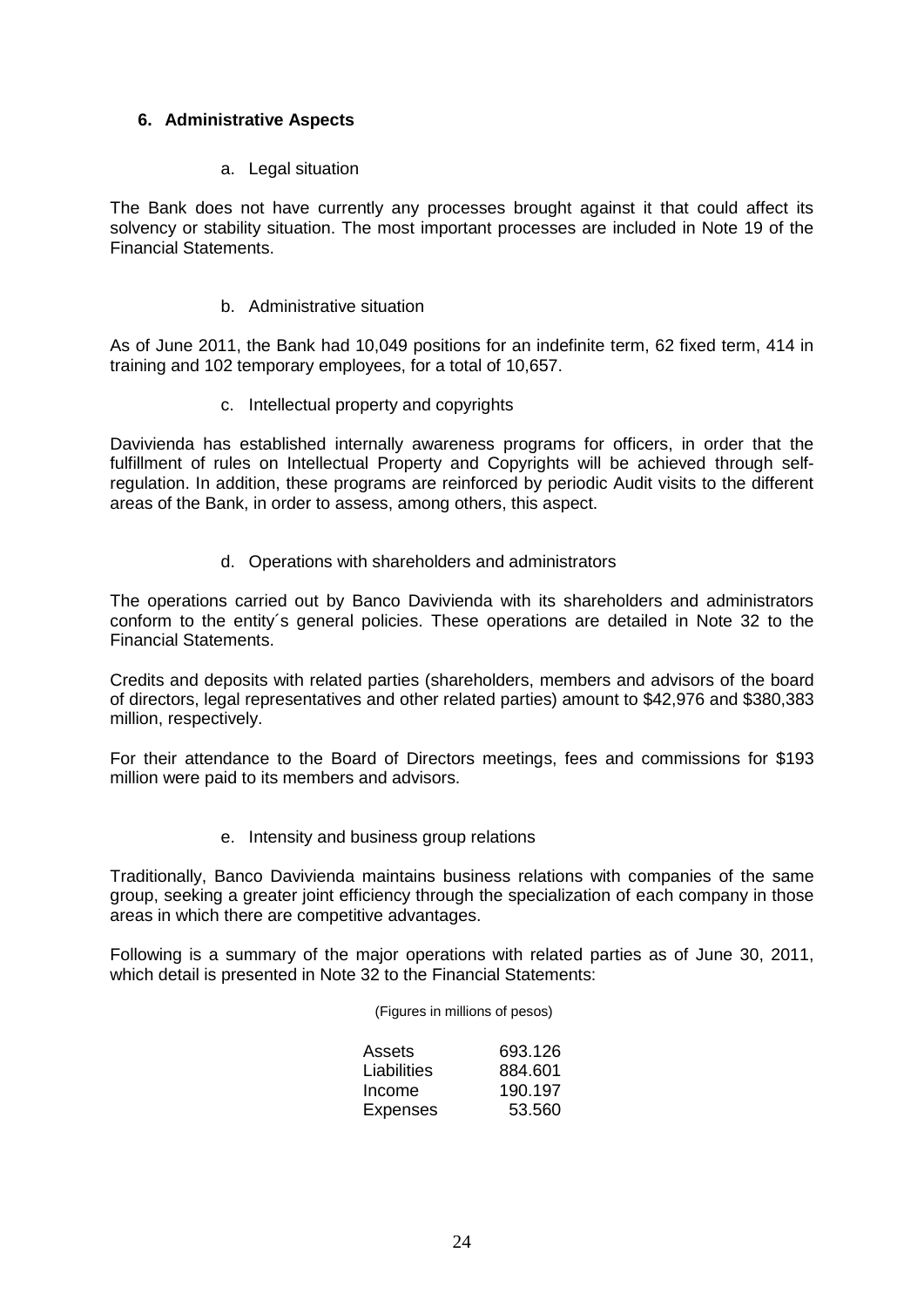## 6. Administrative Aspects

### a. Legal situation

The Bank does not have currently any processes brought against it that could affect its solvency or stability situation. The most important processes are included in Note 19 of the Financial Statements.

### b. Administrative situation

As of June 2011, the Bank had 10,049 positions for an indefinite term, 62 fixed term, 414 in training and 102 temporary employees, for a total of 10,657.

### c. Intellectual property and copyrights

Davivienda has established internally awareness programs for officers, in order that the fulfillment of rules on Intellectual Property and Copyrights will be achieved through self-regulation. In addition, these programs are reinforced by periodic Audit visits to the different areas of the Bank, in order to assess, among others, this aspect.

### d. Operations with shareholders and administrators

The operations carried out by Banco Davivienda with its shareholders and administrators conform to the entity´s general policies. These operations are detailed in Note 32 to the Financial Statements.

Credits and deposits with related parties (shareholders, members and advisors of the board of directors, legal representatives and other related parties) amount to $42,976 and $380,383 million, respectively.

For their attendance to the Board of Directors meetings, fees and commissions for $193 million were paid to its members and advisors.

### e. Intensity and business group relations

Traditionally, Banco Davivienda maintains business relations with companies of the same group, seeking a greater joint efficiency through the specialization of each company in those areas in which there are competitive advantages.

Following is a summary of the major operations with related parties as of June 30, 2011, which detail is presented in Note 32 to the Financial Statements:

(Figures in millions of pesos)

| | |
|---|---|
| Assets | 693.126 |
| Liabilities | 884.601 |
| Income | 190.197 |
| Expenses | 53.560 |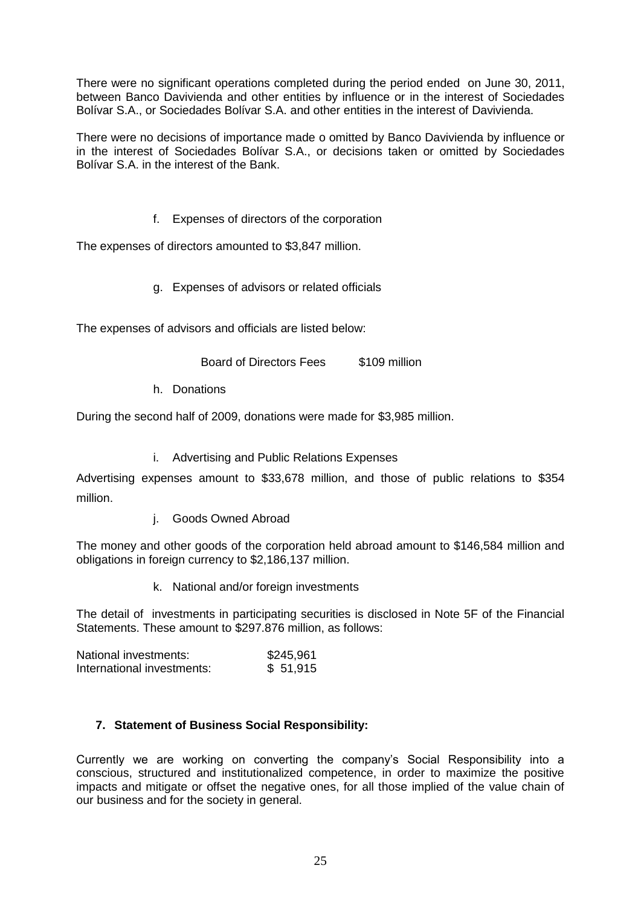There were no significant operations completed during the period ended on June 30, 2011, between Banco Davivienda and other entities by influence or in the interest of Sociedades Bolívar S.A., or Sociedades Bolívar S.A. and other entities in the interest of Davivienda.

There were no decisions of importance made o omitted by Banco Davivienda by influence or in the interest of Sociedades Bolívar S.A., or decisions taken or omitted by Sociedades Bolívar S.A. in the interest of the Bank.

f. Expenses of directors of the corporation

The expenses of directors amounted to $3,847 million.

g. Expenses of advisors or related officials

The expenses of advisors and officials are listed below:

| | |
|---|---|
| Board of Directors Fees | $109 million |

h. Donations

During the second half of 2009, donations were made for $3,985 million.

i. Advertising and Public Relations Expenses

Advertising expenses amount to $33,678 million, and those of public relations to $354 million.

j. Goods Owned Abroad

The money and other goods of the corporation held abroad amount to $146,584 million and obligations in foreign currency to $2,186,137 million.

k. National and/or foreign investments

The detail of investments in participating securities is disclosed in Note 5F of the Financial Statements. These amount to $297.876 million, as follows:

| | |
|---|---|
| National investments: | $245,961 |
| International investments: | $ 51,915 |

**7. Statement of Business Social Responsibility:**

Currently we are working on converting the company's Social Responsibility into a conscious, structured and institutionalized competence, in order to maximize the positive impacts and mitigate or offset the negative ones, for all those implied of the value chain of our business and for the society in general.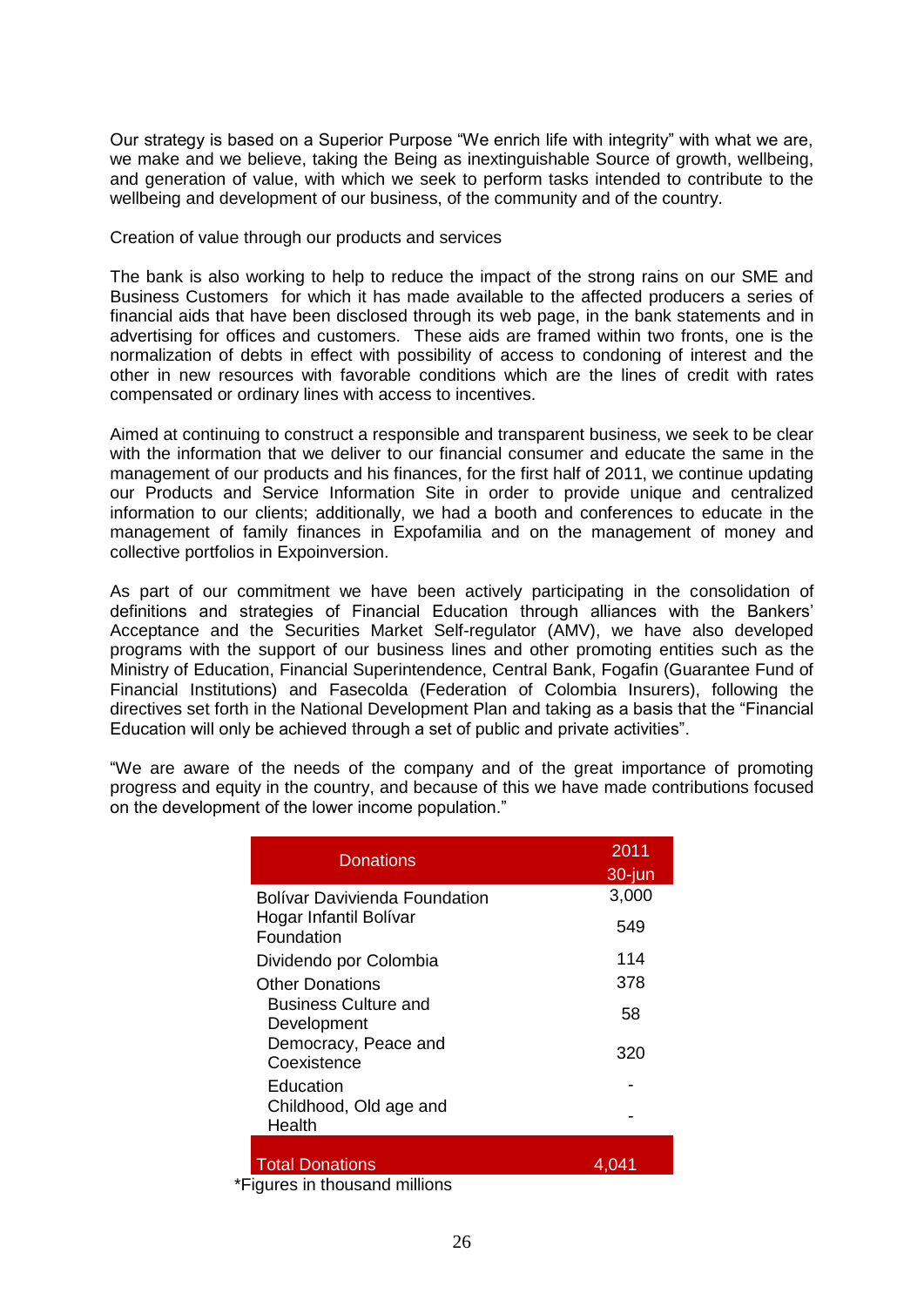Our strategy is based on a Superior Purpose "We enrich life with integrity" with what we are, we make and we believe, taking the Being as inextinguishable Source of growth, wellbeing, and generation of value, with which we seek to perform tasks intended to contribute to the wellbeing and development of our business, of the community and of the country.

Creation of value through our products and services

The bank is also working to help to reduce the impact of the strong rains on our SME and Business Customers for which it has made available to the affected producers a series of financial aids that have been disclosed through its web page, in the bank statements and in advertising for offices and customers. These aids are framed within two fronts, one is the normalization of debts in effect with possibility of access to condoning of interest and the other in new resources with favorable conditions which are the lines of credit with rates compensated or ordinary lines with access to incentives.

Aimed at continuing to construct a responsible and transparent business, we seek to be clear with the information that we deliver to our financial consumer and educate the same in the management of our products and his finances, for the first half of 2011, we continue updating our Products and Service Information Site in order to provide unique and centralized information to our clients; additionally, we had a booth and conferences to educate in the management of family finances in Expofamilia and on the management of money and collective portfolios in Expoinversion.

As part of our commitment we have been actively participating in the consolidation of definitions and strategies of Financial Education through alliances with the Bankers' Acceptance and the Securities Market Self-regulator (AMV), we have also developed programs with the support of our business lines and other promoting entities such as the Ministry of Education, Financial Superintendence, Central Bank, Fogafin (Guarantee Fund of Financial Institutions) and Fasecolda (Federation of Colombia Insurers), following the directives set forth in the National Development Plan and taking as a basis that the "Financial Education will only be achieved through a set of public and private activities".

"We are aware of the needs of the company and of the great importance of promoting progress and equity in the country, and because of this we have made contributions focused on the development of the lower income population."

| Donations | 2011 30-jun |
|---|---|
| Bolívar Davivienda Foundation | 3,000 |
| Hogar Infantil Bolívar Foundation | 549 |
| Dividendo por Colombia | 114 |
| Other Donations | 378 |
| Business Culture and Development | 58 |
| Democracy, Peace and Coexistence | 320 |
| Education | - |
| Childhood, Old age and Health | - |
| Total Donations | 4,041 |

*Figures in thousand millions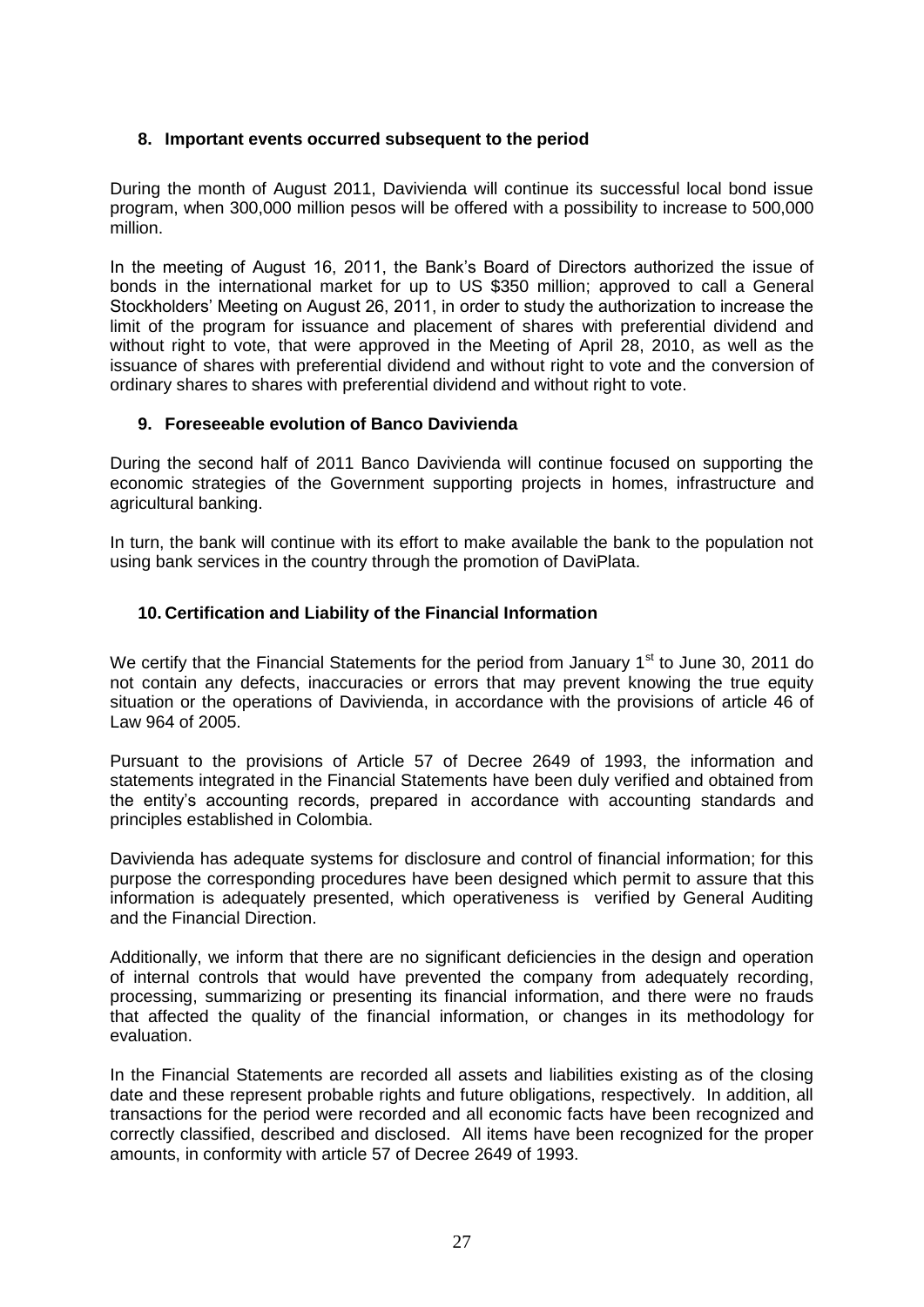## 8. Important events occurred subsequent to the period

During the month of August 2011, Davivienda will continue its successful local bond issue program, when 300,000 million pesos will be offered with a possibility to increase to 500,000 million.

In the meeting of August 16, 2011, the Bank's Board of Directors authorized the issue of bonds in the international market for up to US $350 million; approved to call a General Stockholders' Meeting on August 26, 2011, in order to study the authorization to increase the limit of the program for issuance and placement of shares with preferential dividend and without right to vote, that were approved in the Meeting of April 28, 2010, as well as the issuance of shares with preferential dividend and without right to vote and the conversion of ordinary shares to shares with preferential dividend and without right to vote.

## 9. Foreseeable evolution of Banco Davivienda

During the second half of 2011 Banco Davivienda will continue focused on supporting the economic strategies of the Government supporting projects in homes, infrastructure and agricultural banking.

In turn, the bank will continue with its effort to make available the bank to the population not using bank services in the country through the promotion of DaviPlata.

## 10. Certification and Liability of the Financial Information

We certify that the Financial Statements for the period from January 1st to June 30, 2011 do not contain any defects, inaccuracies or errors that may prevent knowing the true equity situation or the operations of Davivienda, in accordance with the provisions of article 46 of Law 964 of 2005.

Pursuant to the provisions of Article 57 of Decree 2649 of 1993, the information and statements integrated in the Financial Statements have been duly verified and obtained from the entity's accounting records, prepared in accordance with accounting standards and principles established in Colombia.

Davivienda has adequate systems for disclosure and control of financial information; for this purpose the corresponding procedures have been designed which permit to assure that this information is adequately presented, which operativeness is verified by General Auditing and the Financial Direction.

Additionally, we inform that there are no significant deficiencies in the design and operation of internal controls that would have prevented the company from adequately recording, processing, summarizing or presenting its financial information, and there were no frauds that affected the quality of the financial information, or changes in its methodology for evaluation.

In the Financial Statements are recorded all assets and liabilities existing as of the closing date and these represent probable rights and future obligations, respectively. In addition, all transactions for the period were recorded and all economic facts have been recognized and correctly classified, described and disclosed. All items have been recognized for the proper amounts, in conformity with article 57 of Decree 2649 of 1993.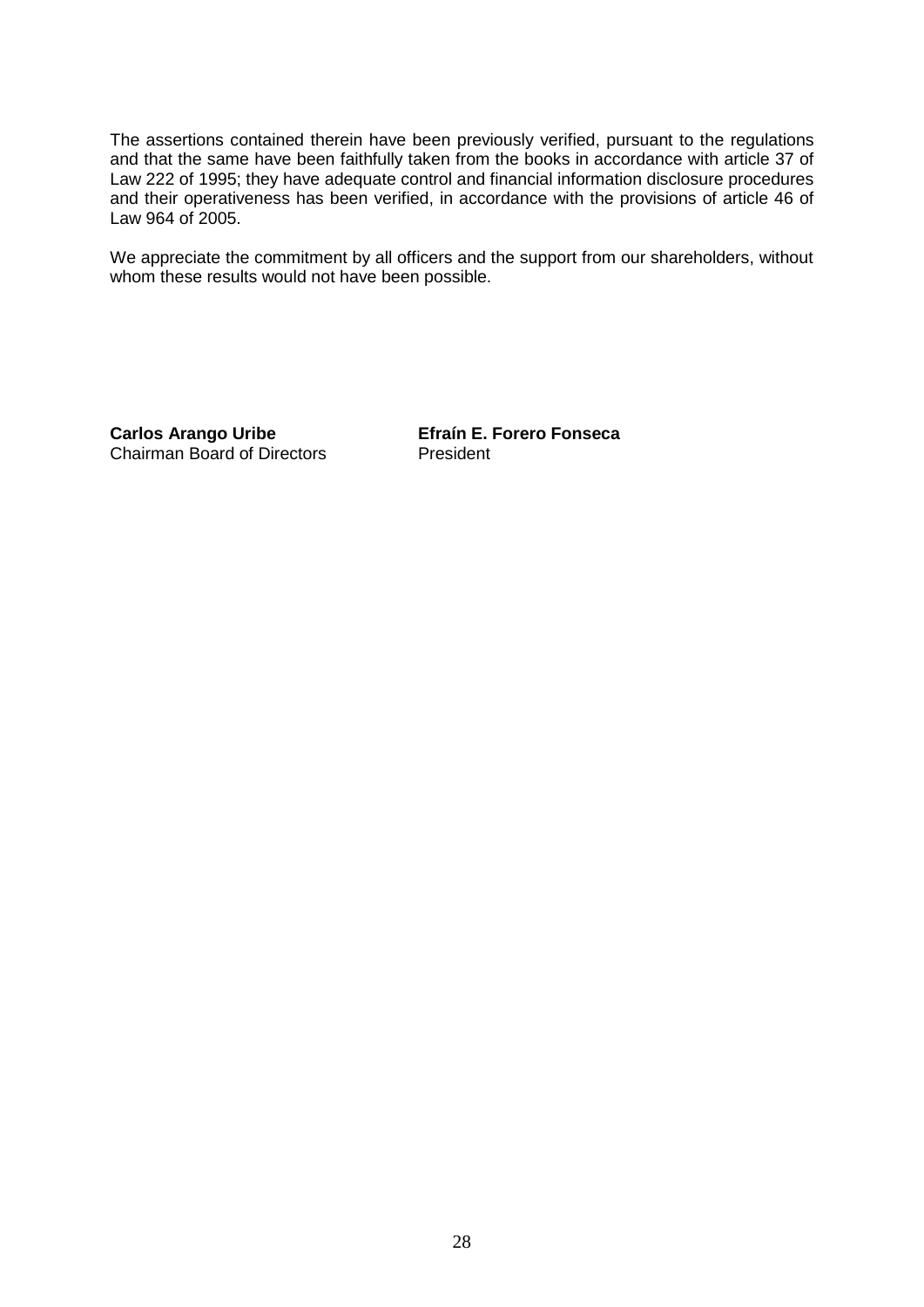The assertions contained therein have been previously verified, pursuant to the regulations and that the same have been faithfully taken from the books in accordance with article 37 of Law 222 of 1995; they have adequate control and financial information disclosure procedures and their operativeness has been verified, in accordance with the provisions of article 46 of Law 964 of 2005.

We appreciate the commitment by all officers and the support from our shareholders, without whom these results would not have been possible.

**Carlos Arango Uribe**
Chairman Board of Directors

**Efraín E. Forero Fonseca**
President